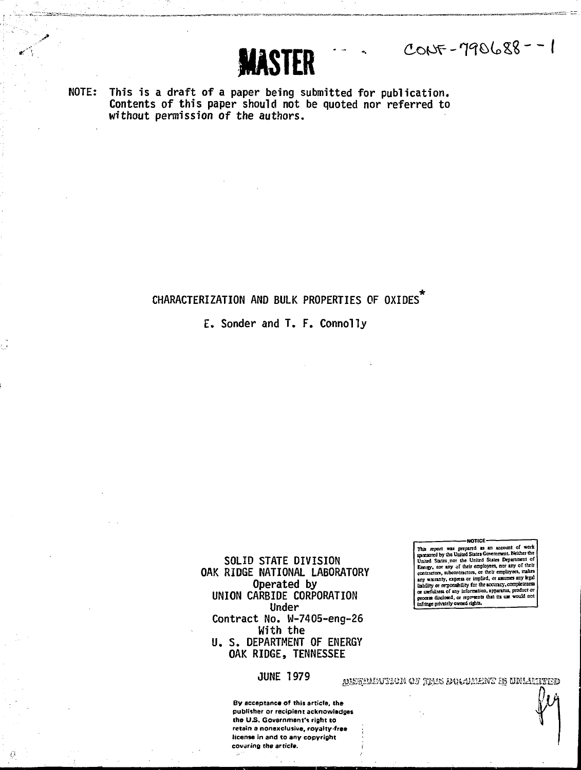MASTER

CONF-790688--1

NOTE: This is a draft of a paper being submitted for publication. Contents of this paper should not be quoted nor referred to without permission of the authors.

# CHARACTERIZATION AND BULK PROPERTIES OF OXIDES*

E. Sonder and T. F. Connolly

SOLID STATE DIVISION
OAK RIDGE NATIONAL LABORATORY
Operated by
UNION CARBIDE CORPORATION
Under
Contract No. W-7405-eng-26
With the
U. S. DEPARTMENT OF ENERGY
OAK RIDGE, TENNESSEE

JUNE 1979

NOTICE

This report was prepared as an account of work sponsored by the United States Government. Neither the United States nor the United States Department of Energy, nor any of their employees, nor any of their contractors, subcontractors, or their employees, makes any warranty, express or implied, or assumes any legal liability or responsibility for the accuracy, completeness or usefulness of any information, apparatus, product or process disclosed, or represents that its use would not infringe privately owned rights.

DISTRIBUTION OF THIS DOCUMENT IS UNLIMITED

By acceptance of this article, the publisher or recipient acknowledges the U.S. Government's right to retain a nonexclusive, royalty-free license in and to any copyright covering the article.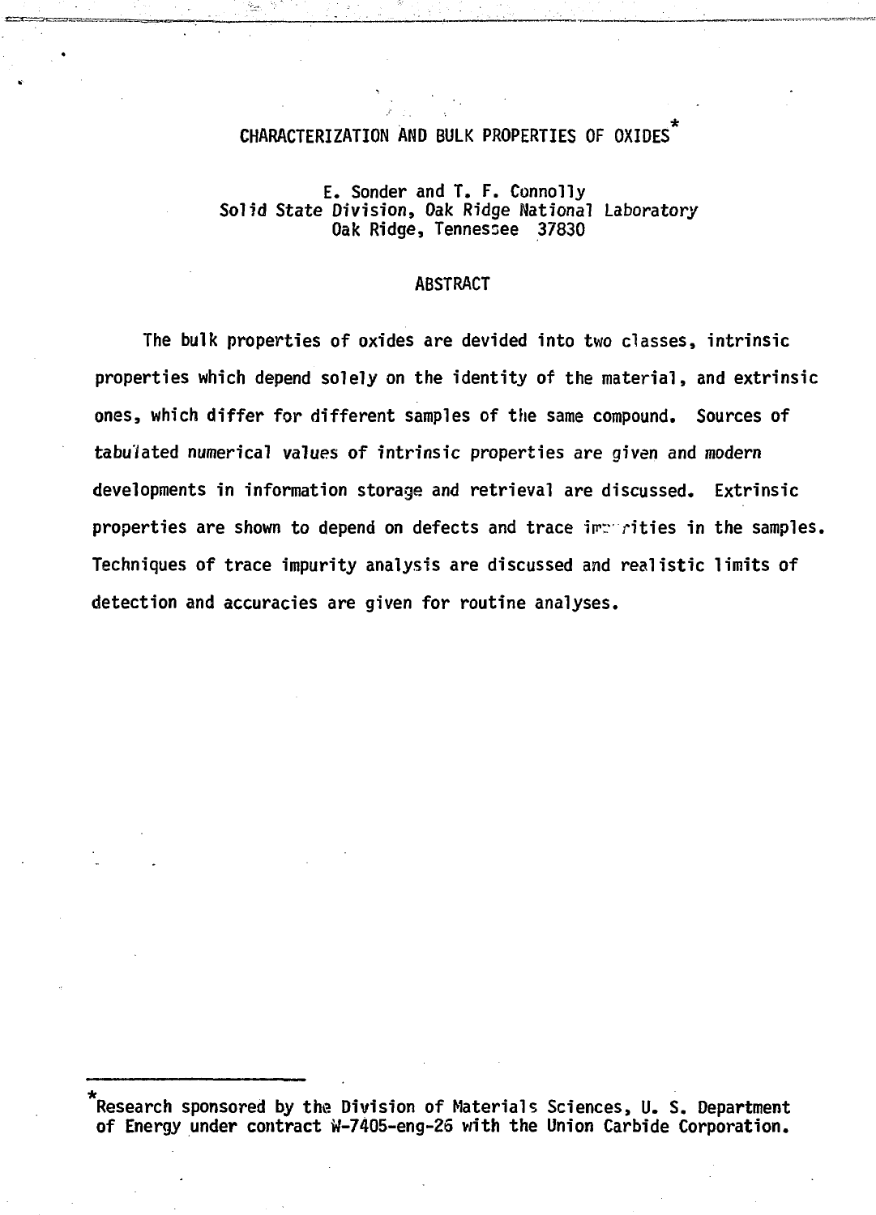# CHARACTERIZATION AND BULK PROPERTIES OF OXIDES*

E. Sonder and T. F. Connolly
Solid State Division, Oak Ridge National Laboratory
Oak Ridge, Tennessee 37830

## ABSTRACT

The bulk properties of oxides are devided into two classes, intrinsic properties which depend solely on the identity of the material, and extrinsic ones, which differ for different samples of the same compound. Sources of tabulated numerical values of intrinsic properties are given and modern developments in information storage and retrieval are discussed. Extrinsic properties are shown to depend on defects and trace impurities in the samples. Techniques of trace impurity analysis are discussed and realistic limits of detection and accuracies are given for routine analyses.

---

*Research sponsored by the Division of Materials Sciences, U. S. Department of Energy under contract W-7405-eng-26 with the Union Carbide Corporation.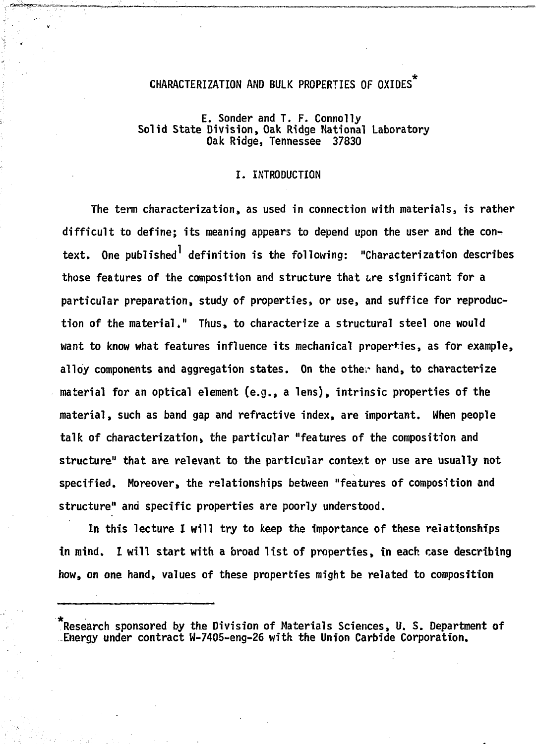# CHARACTERIZATION AND BULK PROPERTIES OF OXIDES*

E. Sonder and T. F. Connolly
Solid State Division, Oak Ridge National Laboratory
Oak Ridge, Tennessee 37830

## I. INTRODUCTION

The term characterization, as used in connection with materials, is rather difficult to define; its meaning appears to depend upon the user and the context. One published[1] definition is the following: "Characterization describes those features of the composition and structure that are significant for a particular preparation, study of properties, or use, and suffice for reproduction of the material." Thus, to characterize a structural steel one would want to know what features influence its mechanical properties, as for example, alloy components and aggregation states. On the other hand, to characterize material for an optical element (e.g., a lens), intrinsic properties of the material, such as band gap and refractive index, are important. When people talk of characterization, the particular "features of the composition and structure" that are relevant to the particular context or use are usually not specified. Moreover, the relationships between "features of composition and structure" and specific properties are poorly understood.

In this lecture I will try to keep the importance of these relationships in mind. I will start with a broad list of properties, in each case describing how, on one hand, values of these properties might be related to composition

---

*Research sponsored by the Division of Materials Sciences, U. S. Department of Energy under contract W-7405-eng-26 with the Union Carbide Corporation.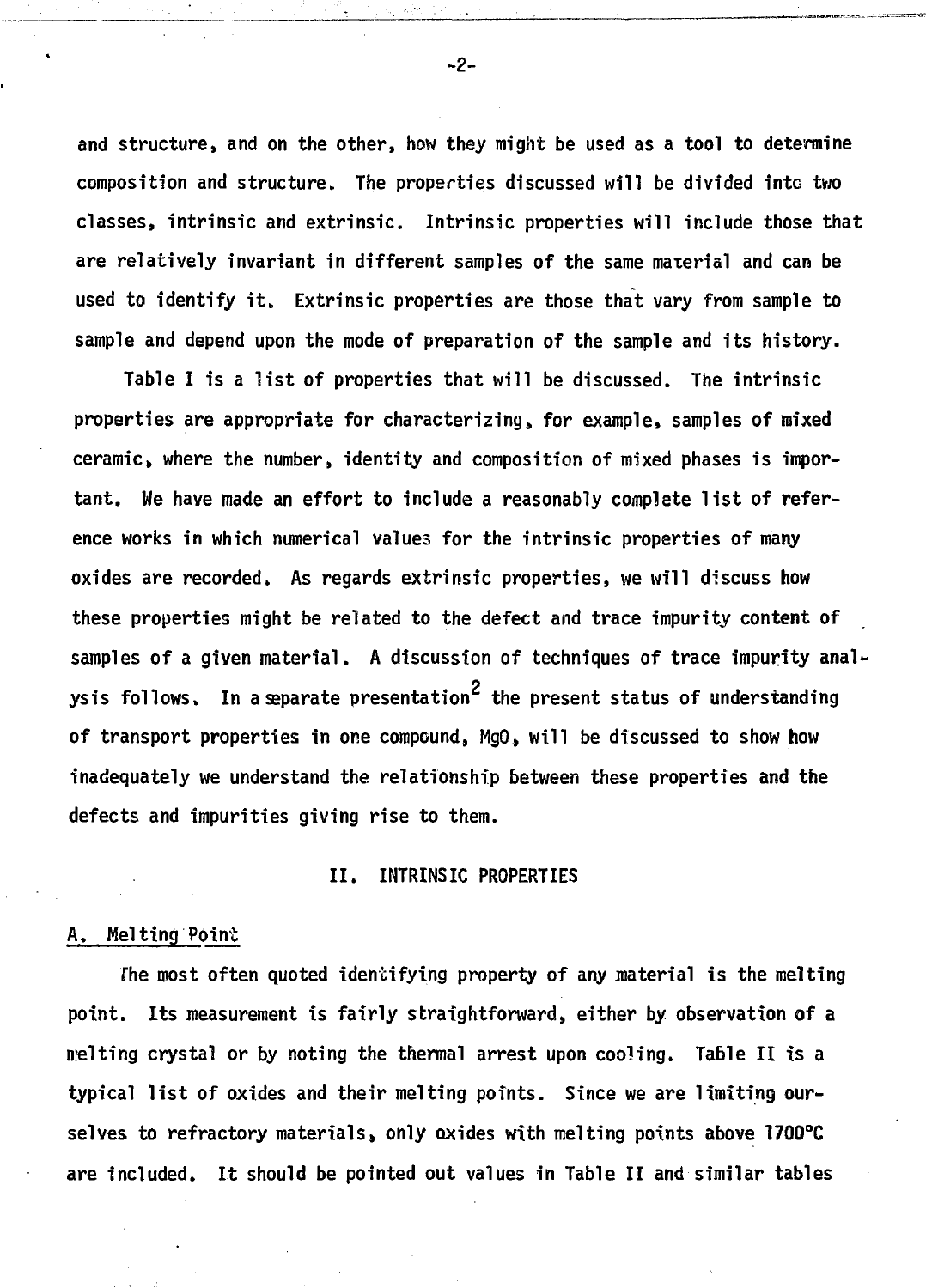and structure, and on the other, how they might be used as a tool to determine composition and structure. The properties discussed will be divided into two classes, intrinsic and extrinsic. Intrinsic properties will include those that are relatively invariant in different samples of the same material and can be used to identify it. Extrinsic properties are those that vary from sample to sample and depend upon the mode of preparation of the sample and its history.

Table I is a list of properties that will be discussed. The intrinsic properties are appropriate for characterizing, for example, samples of mixed ceramic, where the number, identity and composition of mixed phases is important. We have made an effort to include a reasonably complete list of reference works in which numerical values for the intrinsic properties of many oxides are recorded. As regards extrinsic properties, we will discuss how these properties might be related to the defect and trace impurity content of samples of a given material. A discussion of techniques of trace impurity analysis follows. In a separate presentation[2] the present status of understanding of transport properties in one compound, MgO, will be discussed to show how inadequately we understand the relationship between these properties and the defects and impurities giving rise to them.

## II. INTRINSIC PROPERTIES

### A. Melting Point

The most often quoted identifying property of any material is the melting point. Its measurement is fairly straightforward, either by observation of a melting crystal or by noting the thermal arrest upon cooling. Table II is a typical list of oxides and their melting points. Since we are limiting ourselves to refractory materials, only oxides with melting points above 1700°C are included. It should be pointed out values in Table II and similar tables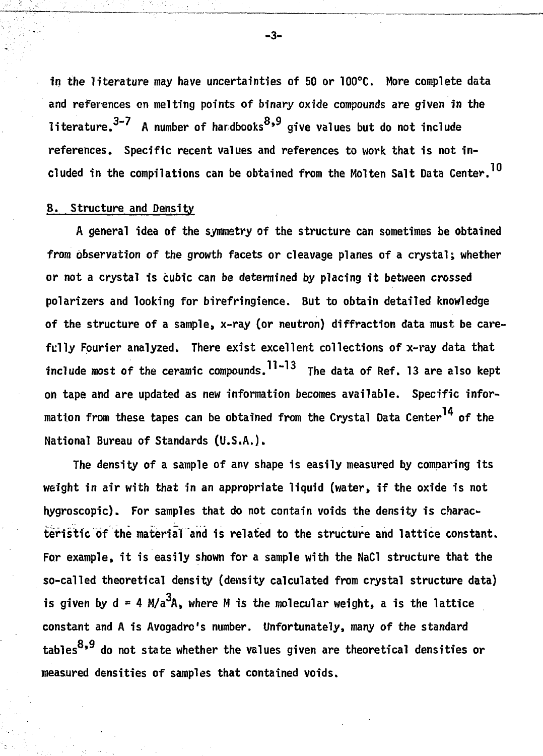in the literature may have uncertainties of 50 or 100°C. More complete data and references on melting points of binary oxide compounds are given in the literature.[3-7] A number of handbooks[8,9] give values but do not include references. Specific recent values and references to work that is not included in the compilations can be obtained from the Molten Salt Data Center.[10]

## B. Structure and Density

A general idea of the symmetry of the structure can sometimes be obtained from observation of the growth facets or cleavage planes of a crystal; whether or not a crystal is cubic can be determined by placing it between crossed polarizers and looking for birefringience. But to obtain detailed knowledge of the structure of a sample, x-ray (or neutron) diffraction data must be carefully Fourier analyzed. There exist excellent collections of x-ray data that include most of the ceramic compounds.[11-13] The data of Ref. 13 are also kept on tape and are updated as new information becomes available. Specific information from these tapes can be obtained from the Crystal Data Center[14] of the National Bureau of Standards (U.S.A.).

The density of a sample of any shape is easily measured by comparing its weight in air with that in an appropriate liquid (water, if the oxide is not hygroscopic). For samples that do not contain voids the density is characteristic of the material and is related to the structure and lattice constant. For example, it is easily shown for a sample with the NaCl structure that the so-called theoretical density (density calculated from crystal structure data) is given by $d = 4\ M/a^3A$, where M is the molecular weight, a is the lattice constant and A is Avogadro's number. Unfortunately, many of the standard tables[8,9] do not state whether the values given are theoretical densities or measured densities of samples that contained voids.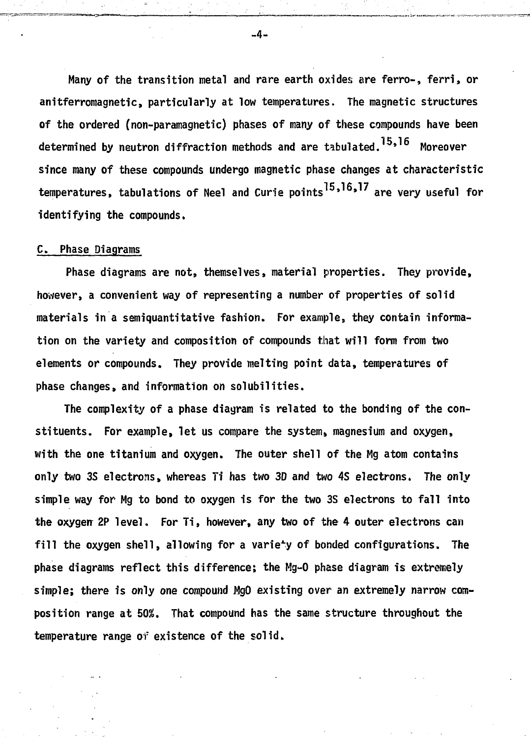Many of the transition metal and rare earth oxides are ferro-, ferri, or anitferromagnetic, particularly at low temperatures. The magnetic structures of the ordered (non-paramagnetic) phases of many of these compounds have been determined by neutron diffraction methods and are tabulated.[15,16] Moreover since many of these compounds undergo magnetic phase changes at characteristic temperatures, tabulations of Neel and Curie points[15,16,17] are very useful for identifying the compounds.

## C. Phase Diagrams

Phase diagrams are not, themselves, material properties. They provide, however, a convenient way of representing a number of properties of solid materials in a semiquantitative fashion. For example, they contain information on the variety and composition of compounds that will form from two elements or compounds. They provide melting point data, temperatures of phase changes, and information on solubilities.

The complexity of a phase diagram is related to the bonding of the constituents. For example, let us compare the system, magnesium and oxygen, with the one titanium and oxygen. The outer shell of the Mg atom contains only two 3S electrons, whereas Ti has two 3D and two 4S electrons. The only simple way for Mg to bond to oxygen is for the two 3S electrons to fall into the oxygen 2P level. For Ti, however, any two of the 4 outer electrons can fill the oxygen shell, allowing for a variety of bonded configurations. The phase diagrams reflect this difference; the Mg-O phase diagram is extremely simple; there is only one compound MgO existing over an extremely narrow composition range at 50%. That compound has the same structure throughout the temperature range of existence of the solid.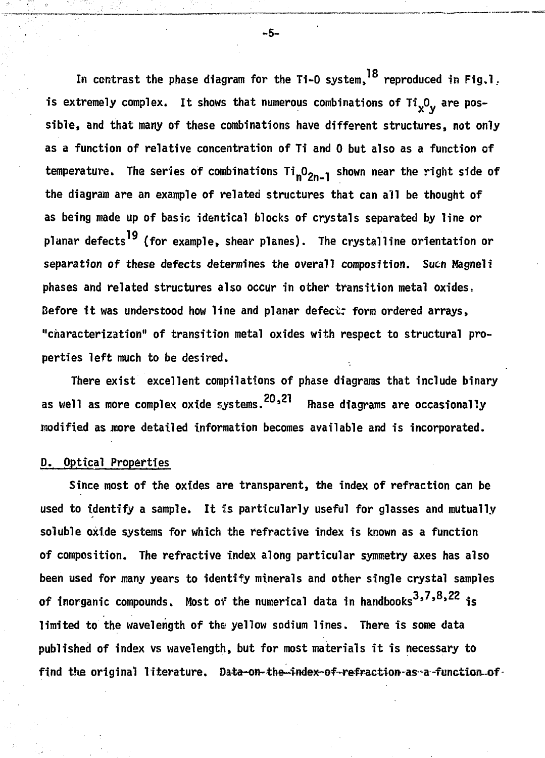In contrast the phase diagram for the Ti-O system,[18] reproduced in Fig.1. is extremely complex. It shows that numerous combinations of $Ti_xO_y$ are possible, and that many of these combinations have different structures, not only as a function of relative concentration of Ti and O but also as a function of temperature. The series of combinations $Ti_nO_{2n-1}$ shown near the right side of the diagram are an example of related structures that can all be thought of as being made up of basic identical blocks of crystals separated by line or planar defects[19] (for example, shear planes). The crystalline orientation or separation of these defects determines the overall composition. Such Magneli phases and related structures also occur in other transition metal oxides. Before it was understood how line and planar defects form ordered arrays, "characterization" of transition metal oxides with respect to structural properties left much to be desired.

There exist excellent compilations of phase diagrams that include binary as well as more complex oxide systems.[20,21] Phase diagrams are occasionally modified as more detailed information becomes available and is incorporated.

## D. Optical Properties

Since most of the oxides are transparent, the index of refraction can be used to identify a sample. It is particularly useful for glasses and mutually soluble oxide systems for which the refractive index is known as a function of composition. The refractive index along particular symmetry axes has also been used for many years to identify minerals and other single crystal samples of inorganic compounds. Most of the numerical data in handbooks[3,7,8,22] is limited to the wavelength of the yellow sodium lines. There is some data published of index vs wavelength, but for most materials it is necessary to find the original literature. ~~Data on the index of refraction as a function of~~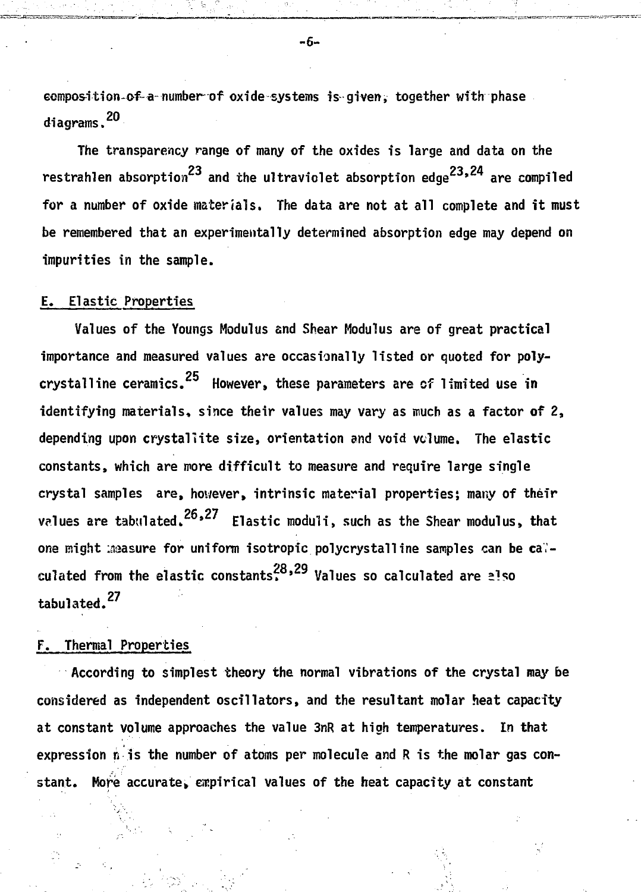composition of a number of oxide systems is given, together with phase diagrams.[20]

The transparency range of many of the oxides is large and data on the restrahlen absorption[23] and the ultraviolet absorption edge[23,24] are compiled for a number of oxide materials. The data are not at all complete and it must be remembered that an experimentally determined absorption edge may depend on impurities in the sample.

## E. Elastic Properties

Values of the Youngs Modulus and Shear Modulus are of great practical importance and measured values are occasionally listed or quoted for polycrystalline ceramics.[25] However, these parameters are of limited use in identifying materials, since their values may vary as much as a factor of 2, depending upon crystallite size, orientation and void volume. The elastic constants, which are more difficult to measure and require large single crystal samples are, however, intrinsic material properties; many of their values are tabulated.[26,27] Elastic moduli, such as the Shear modulus, that one might measure for uniform isotropic polycrystalline samples can be calculated from the elastic constants.[28,29] Values so calculated are also tabulated.[27]

## F. Thermal Properties

According to simplest theory the normal vibrations of the crystal may be considered as independent oscillators, and the resultant molar heat capacity at constant volume approaches the value $3nR$ at high temperatures. In that expression $n$ is the number of atoms per molecule and $R$ is the molar gas constant. More accurate, empirical values of the heat capacity at constant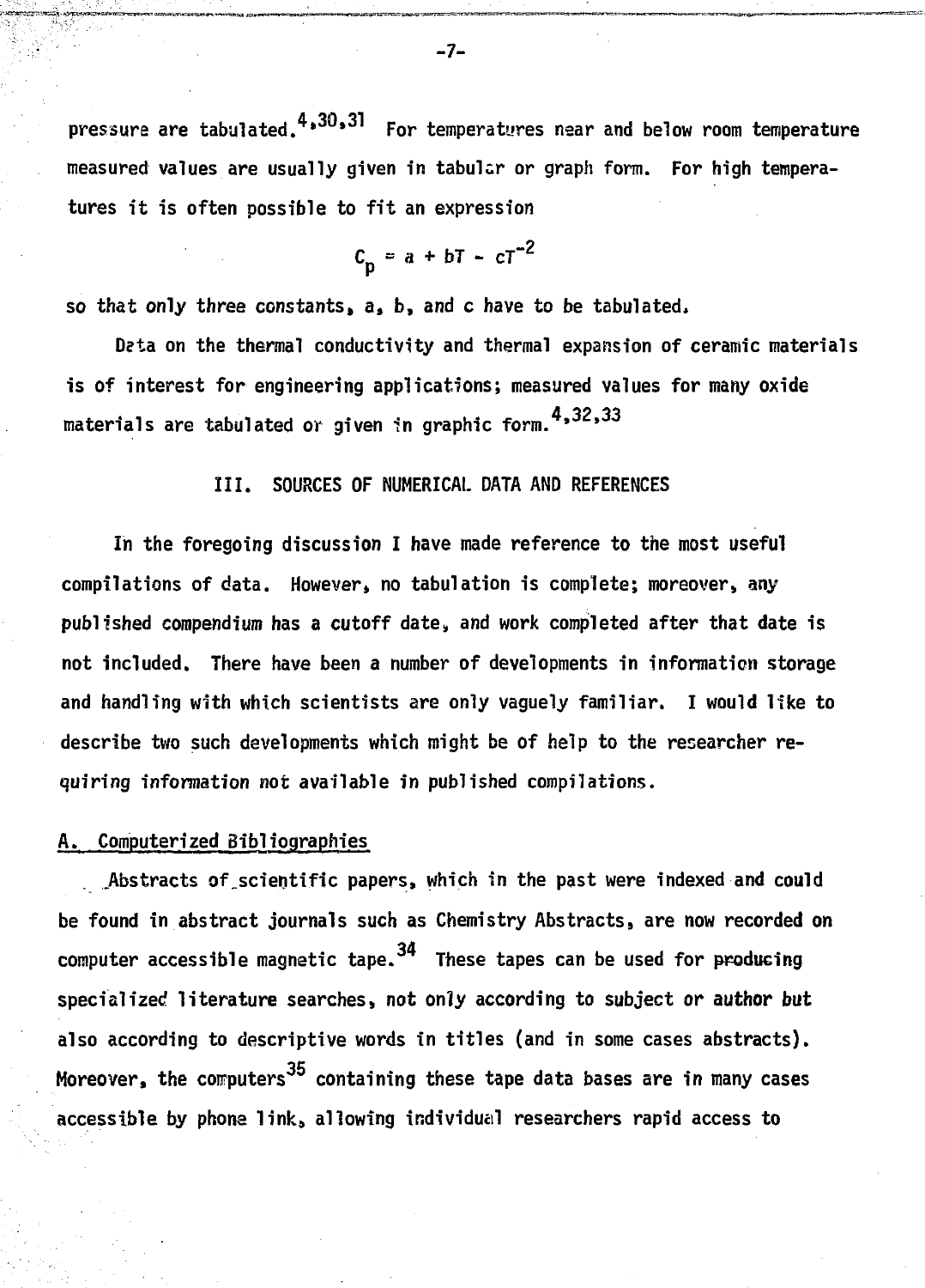pressure are tabulated.[4,30,31] For temperatures near and below room temperature measured values are usually given in tabular or graph form. For high temperatures it is often possible to fit an expression

$$C_p = a + bT - cT^{-2}$$

so that only three constants, a, b, and c have to be tabulated.

Data on the thermal conductivity and thermal expansion of ceramic materials is of interest for engineering applications; measured values for many oxide materials are tabulated or given in graphic form.[4,32,33]

## III. SOURCES OF NUMERICAL DATA AND REFERENCES

In the foregoing discussion I have made reference to the most useful compilations of data. However, no tabulation is complete; moreover, any published compendium has a cutoff date, and work completed after that date is not included. There have been a number of developments in information storage and handling with which scientists are only vaguely familiar. I would like to describe two such developments which might be of help to the researcher requiring information not available in published compilations.

### A. Computerized Bibliographies

Abstracts of scientific papers, which in the past were indexed and could be found in abstract journals such as Chemistry Abstracts, are now recorded on computer accessible magnetic tape.[34] These tapes can be used for producing specialized literature searches, not only according to subject or author but also according to descriptive words in titles (and in some cases abstracts). Moreover, the computers[35] containing these tape data bases are in many cases accessible by phone link, allowing individual researchers rapid access to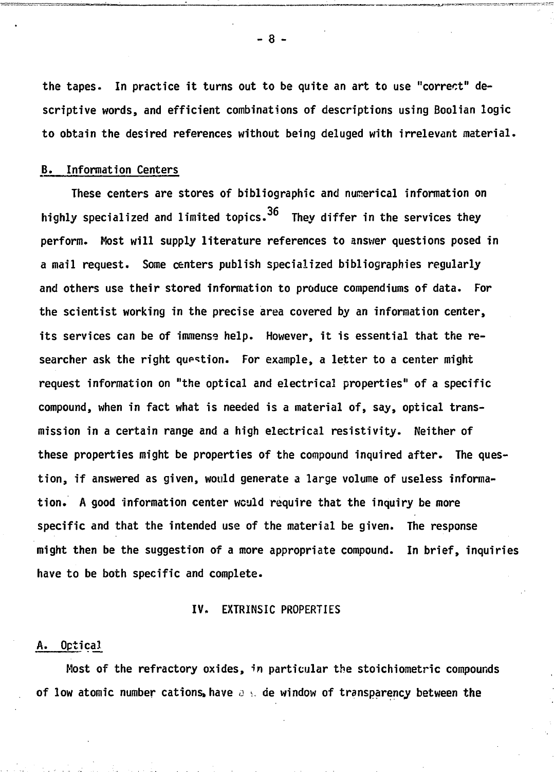the tapes. In practice it turns out to be quite an art to use "correct" descriptive words, and efficient combinations of descriptions using Boolian logic to obtain the desired references without being deluged with irrelevant material.

### B. Information Centers

These centers are stores of bibliographic and numerical information on highly specialized and limited topics.[36] They differ in the services they perform. Most will supply literature references to answer questions posed in a mail request. Some centers publish specialized bibliographies regularly and others use their stored information to produce compendiums of data. For the scientist working in the precise area covered by an information center, its services can be of immense help. However, it is essential that the researcher ask the right question. For example, a letter to a center might request information on "the optical and electrical properties" of a specific compound, when in fact what is needed is a material of, say, optical transmission in a certain range and a high electrical resistivity. Neither of these properties might be properties of the compound inquired after. The question, if answered as given, would generate a large volume of useless information. A good information center would require that the inquiry be more specific and that the intended use of the material be given. The response might then be the suggestion of a more appropriate compound. In brief, inquiries have to be both specific and complete.

## IV. EXTRINSIC PROPERTIES

### A. Optical

Most of the refractory oxides, in particular the stoichiometric compounds of low atomic number cations, have a wide window of transparency between the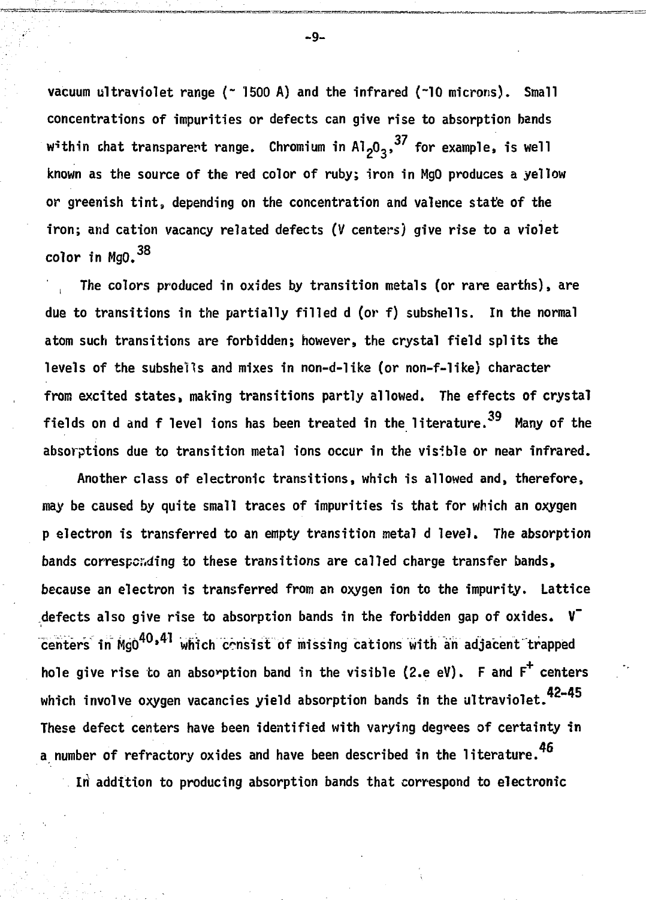vacuum ultraviolet range (~ 1500 A) and the infrared (~10 microns). Small concentrations of impurities or defects can give rise to absorption bands within that transparent range. Chromium in $Al_2O_3$,[37] for example, is well known as the source of the red color of ruby; iron in MgO produces a yellow or greenish tint, depending on the concentration and valence state of the iron; and cation vacancy related defects (V centers) give rise to a violet color in MgO.[38]

The colors produced in oxides by transition metals (or rare earths), are due to transitions in the partially filled d (or f) subshells. In the normal atom such transitions are forbidden; however, the crystal field splits the levels of the subshells and mixes in non-d-like (or non-f-like) character from excited states, making transitions partly allowed. The effects of crystal fields on d and f level ions has been treated in the literature.[39] Many of the absorptions due to transition metal ions occur in the visible or near infrared.

Another class of electronic transitions, which is allowed and, therefore, may be caused by quite small traces of impurities is that for which an oxygen p electron is transferred to an empty transition metal d level. The absorption bands corresponding to these transitions are called charge transfer bands, because an electron is transferred from an oxygen ion to the impurity. Lattice defects also give rise to absorption bands in the forbidden gap of oxides. $V^-$ centers in MgO[40,41] which consist of missing cations with an adjacent trapped hole give rise to an absorption band in the visible (2.e eV). F and $F^+$ centers which involve oxygen vacancies yield absorption bands in the ultraviolet.[42-45] These defect centers have been identified with varying degrees of certainty in a number of refractory oxides and have been described in the literature.[46]

In addition to producing absorption bands that correspond to electronic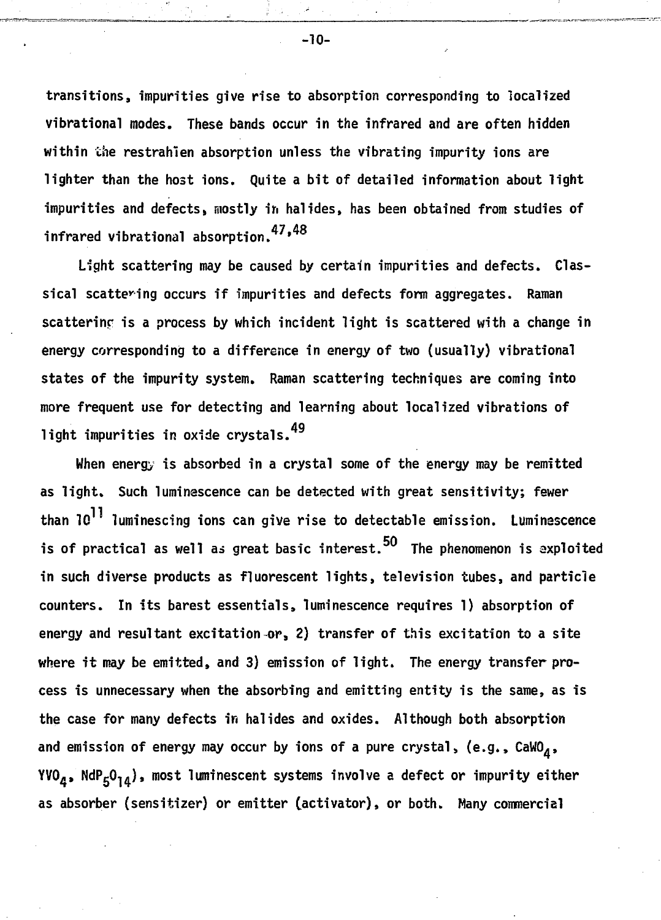transitions, impurities give rise to absorption corresponding to localized vibrational modes. These bands occur in the infrared and are often hidden within the restrahlen absorption unless the vibrating impurity ions are lighter than the host ions. Quite a bit of detailed information about light impurities and defects, mostly in halides, has been obtained from studies of infrared vibrational absorption.[47,48]

Light scattering may be caused by certain impurities and defects. Classical scattering occurs if impurities and defects form aggregates. Raman scattering is a process by which incident light is scattered with a change in energy corresponding to a difference in energy of two (usually) vibrational states of the impurity system. Raman scattering techniques are coming into more frequent use for detecting and learning about localized vibrations of light impurities in oxide crystals.[49]

When energy is absorbed in a crystal some of the energy may be remitted as light. Such luminescence can be detected with great sensitivity; fewer than $10^{11}$ luminescing ions can give rise to detectable emission. Luminescence is of practical as well as great basic interest.[50] The phenomenon is exploited in such diverse products as fluorescent lights, television tubes, and particle counters. In its barest essentials, luminescence requires 1) absorption of energy and resultant excitation or, 2) transfer of this excitation to a site where it may be emitted, and 3) emission of light. The energy transfer process is unnecessary when the absorbing and emitting entity is the same, as is the case for many defects in halides and oxides. Although both absorption and emission of energy may occur by ions of a pure crystal, (e.g., $CaWO_4$, $YVO_4$, $NdP_5O_{14}$), most luminescent systems involve a defect or impurity either as absorber (sensitizer) or emitter (activator), or both. Many commercial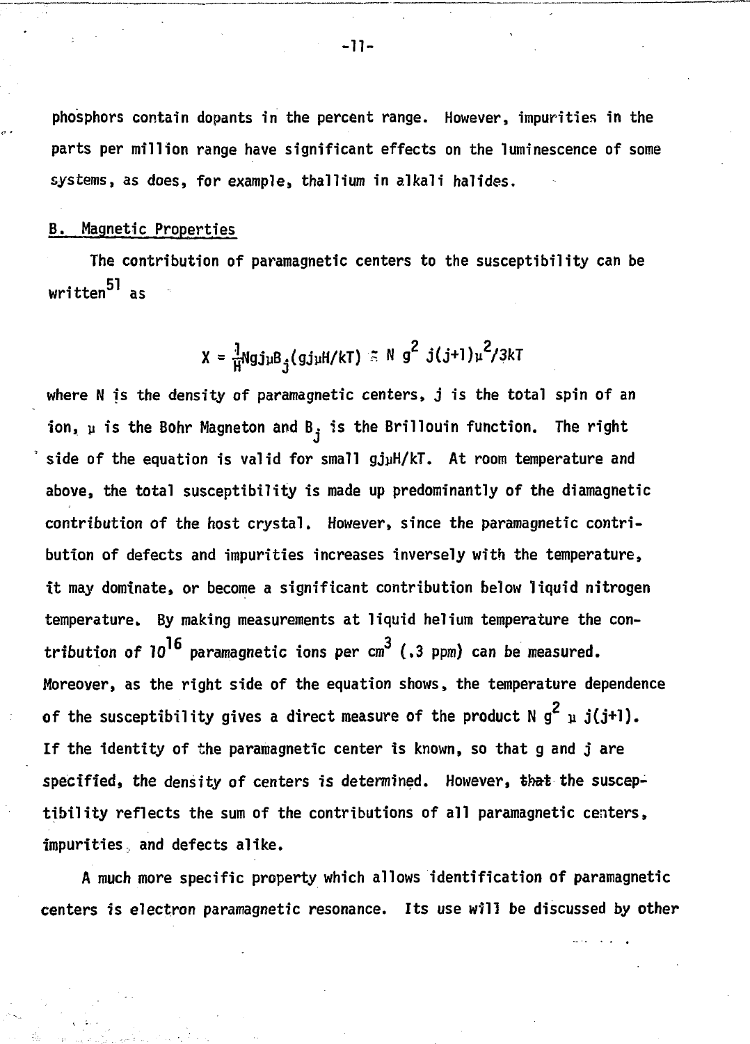phosphors contain dopants in the percent range. However, impurities in the parts per million range have significant effects on the luminescence of some systems, as does, for example, thallium in alkali halides.

## B. Magnetic Properties

The contribution of paramagnetic centers to the susceptibility can be written[51] as

$$X = \frac{1}{H} N g j \mu B_j (g j \mu H/kT) \approx N\, g^2\, j(j+1)\mu^2/3kT$$

where N is the density of paramagnetic centers, j is the total spin of an ion, $\mu$ is the Bohr Magneton and $B_j$ is the Brillouin function. The right side of the equation is valid for small $gj\mu H/kT$. At room temperature and above, the total susceptibility is made up predominantly of the diamagnetic contribution of the host crystal. However, since the paramagnetic contribution of defects and impurities increases inversely with the temperature, it may dominate, or become a significant contribution below liquid nitrogen temperature. By making measurements at liquid helium temperature the contribution of $10^{16}$ paramagnetic ions per $cm^3$ (.3 ppm) can be measured. Moreover, as the right side of the equation shows, the temperature dependence of the susceptibility gives a direct measure of the product $N\, g^2\, \mu\, j(j+1)$. If the identity of the paramagnetic center is known, so that g and j are specified, the density of centers is determined. However, ~~that~~ the susceptibility reflects the sum of the contributions of all paramagnetic centers, impurities, and defects alike.

A much more specific property which allows identification of paramagnetic centers is electron paramagnetic resonance. Its use will be discussed by other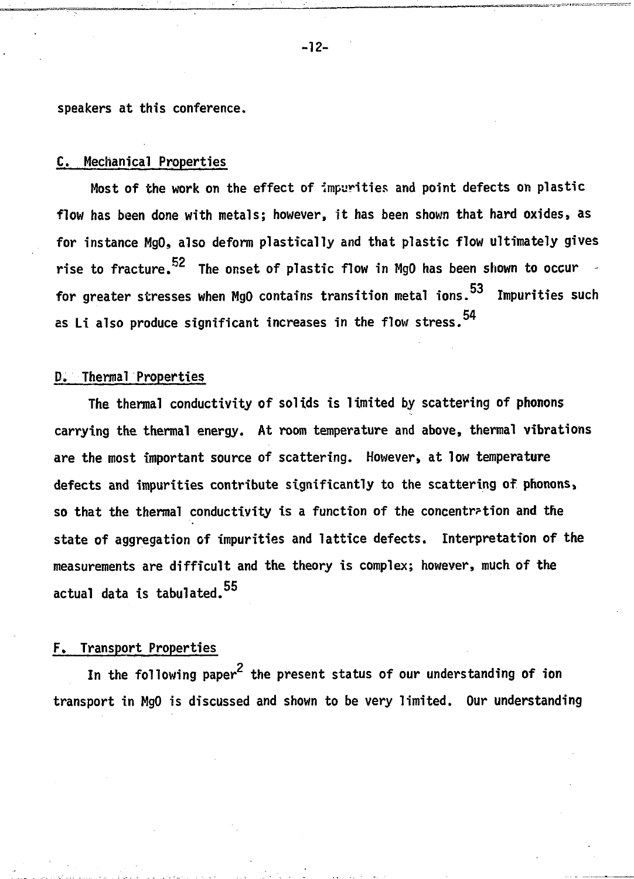speakers at this conference.

## C. Mechanical Properties

Most of the work on the effect of impurities and point defects on plastic flow has been done with metals; however, it has been shown that hard oxides, as for instance MgO, also deform plastically and that plastic flow ultimately gives rise to fracture.[52] The onset of plastic flow in MgO has been shown to occur for greater stresses when MgO contains transition metal ions.[53] Impurities such as Li also produce significant increases in the flow stress.[54]

## D. Thermal Properties

The thermal conductivity of solids is limited by scattering of phonons carrying the thermal energy. At room temperature and above, thermal vibrations are the most important source of scattering. However, at low temperature defects and impurities contribute significantly to the scattering of phonons, so that the thermal conductivity is a function of the concentration and the state of aggregation of impurities and lattice defects. Interpretation of the measurements are difficult and the theory is complex; however, much of the actual data is tabulated.[55]

## F. Transport Properties

In the following paper[2] the present status of our understanding of ion transport in MgO is discussed and shown to be very limited. Our understanding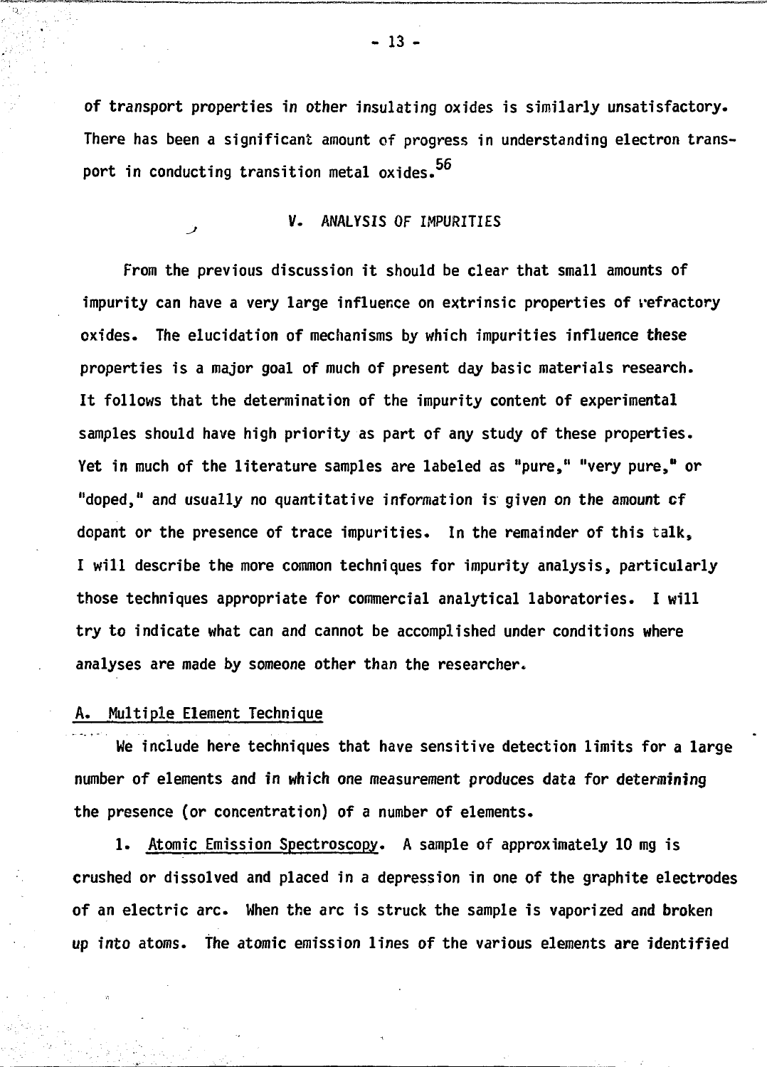of transport properties in other insulating oxides is similarly unsatisfactory. There has been a significant amount of progress in understanding electron transport in conducting transition metal oxides.[56]

## V. ANALYSIS OF IMPURITIES

From the previous discussion it should be clear that small amounts of impurity can have a very large influence on extrinsic properties of refractory oxides. The elucidation of mechanisms by which impurities influence these properties is a major goal of much of present day basic materials research. It follows that the determination of the impurity content of experimental samples should have high priority as part of any study of these properties. Yet in much of the literature samples are labeled as "pure," "very pure," or "doped," and usually no quantitative information is given on the amount of dopant or the presence of trace impurities. In the remainder of this talk, I will describe the more common techniques for impurity analysis, particularly those techniques appropriate for commercial analytical laboratories. I will try to indicate what can and cannot be accomplished under conditions where analyses are made by someone other than the researcher.

### A. Multiple Element Technique

We include here techniques that have sensitive detection limits for a large number of elements and in which one measurement produces data for determining the presence (or concentration) of a number of elements.

1. Atomic Emission Spectroscopy. A sample of approximately 10 mg is crushed or dissolved and placed in a depression in one of the graphite electrodes of an electric arc. When the arc is struck the sample is vaporized and broken up into atoms. The atomic emission lines of the various elements are identified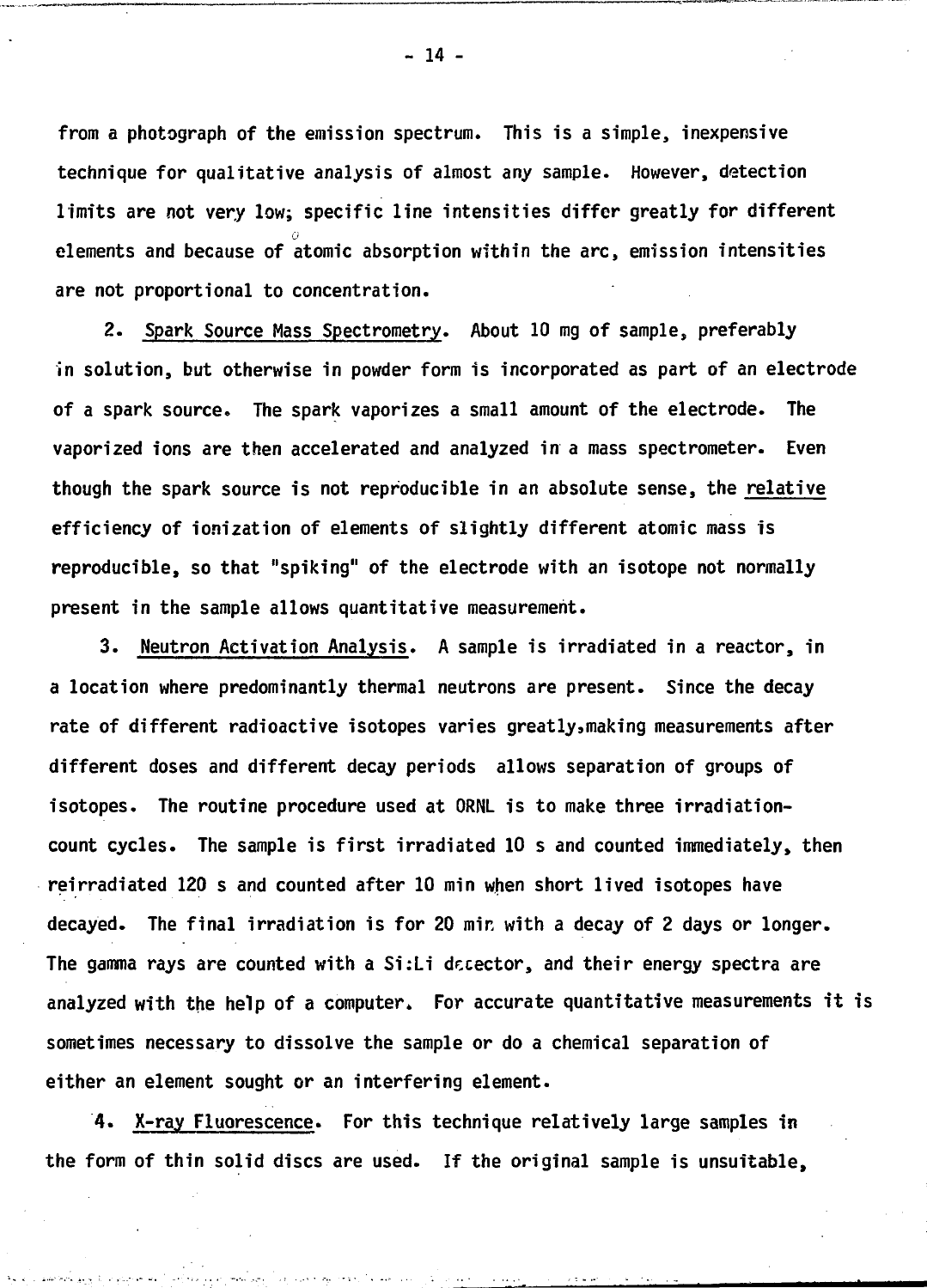from a photograph of the emission spectrum. This is a simple, inexpensive technique for qualitative analysis of almost any sample. However, detection limits are not very low; specific line intensities differ greatly for different elements and because of atomic absorption within the arc, emission intensities are not proportional to concentration.

2. Spark Source Mass Spectrometry. About 10 mg of sample, preferably in solution, but otherwise in powder form is incorporated as part of an electrode of a spark source. The spark vaporizes a small amount of the electrode. The vaporized ions are then accelerated and analyzed in a mass spectrometer. Even though the spark source is not reproducible in an absolute sense, the relative efficiency of ionization of elements of slightly different atomic mass is reproducible, so that "spiking" of the electrode with an isotope not normally present in the sample allows quantitative measurement.

3. Neutron Activation Analysis. A sample is irradiated in a reactor, in a location where predominantly thermal neutrons are present. Since the decay rate of different radioactive isotopes varies greatly, making measurements after different doses and different decay periods allows separation of groups of isotopes. The routine procedure used at ORNL is to make three irradiation-count cycles. The sample is first irradiated 10 s and counted immediately, then reirradiated 120 s and counted after 10 min when short lived isotopes have decayed. The final irradiation is for 20 min with a decay of 2 days or longer. The gamma rays are counted with a Si:Li detector, and their energy spectra are analyzed with the help of a computer. For accurate quantitative measurements it is sometimes necessary to dissolve the sample or do a chemical separation of either an element sought or an interfering element.

4. X-ray Fluorescence. For this technique relatively large samples in the form of thin solid discs are used. If the original sample is unsuitable,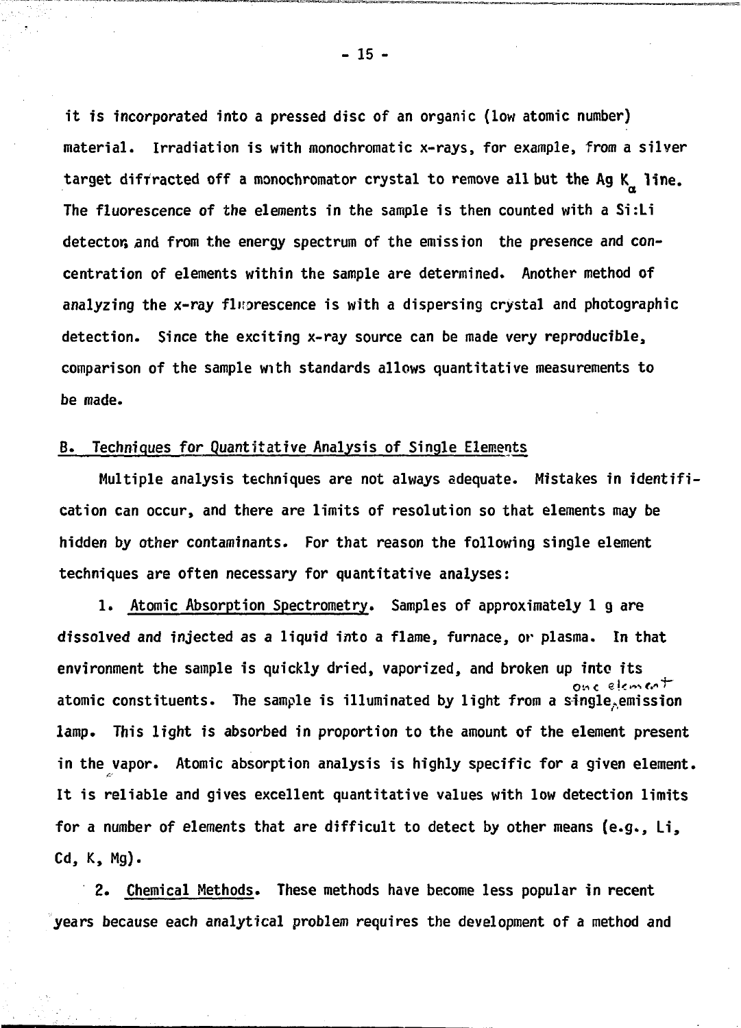it is incorporated into a pressed disc of an organic (low atomic number) material. Irradiation is with monochromatic x-rays, for example, from a silver target diffracted off a monochromator crystal to remove all but the Ag $K_{\alpha}$ line. The fluorescence of the elements in the sample is then counted with a Si:Li detector, and from the energy spectrum of the emission the presence and concentration of elements within the sample are determined. Another method of analyzing the x-ray fluorescence is with a dispersing crystal and photographic detection. Since the exciting x-ray source can be made very reproducible, comparison of the sample with standards allows quantitative measurements to be made.

## B. Techniques for Quantitative Analysis of Single Elements

Multiple analysis techniques are not always adequate. Mistakes in identification can occur, and there are limits of resolution so that elements may be hidden by other contaminants. For that reason the following single element techniques are often necessary for quantitative analyses:

1. Atomic Absorption Spectrometry. Samples of approximately 1 g are dissolved and injected as a liquid into a flame, furnace, or plasma. In that environment the sample is quickly dried, vaporized, and broken up into its atomic constituents. The sample is illuminated by light from a ~~single~~ one element emission lamp. This light is absorbed in proportion to the amount of the element present in the vapor. Atomic absorption analysis is highly specific for a given element. It is reliable and gives excellent quantitative values with low detection limits for a number of elements that are difficult to detect by other means (e.g., Li, Cd, K, Mg).

2. Chemical Methods. These methods have become less popular in recent years because each analytical problem requires the development of a method and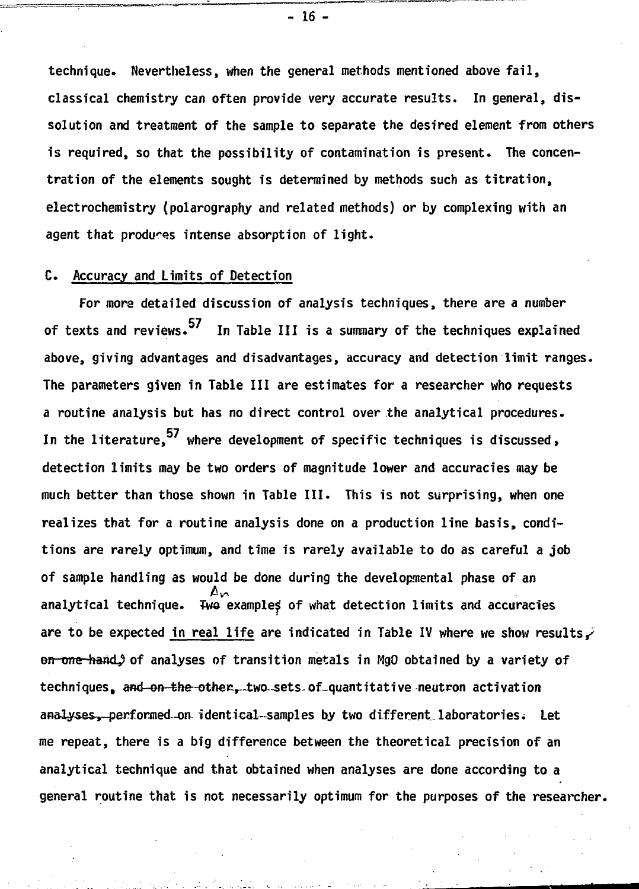technique. Nevertheless, when the general methods mentioned above fail, classical chemistry can often provide very accurate results. In general, dissolution and treatment of the sample to separate the desired element from others is required, so that the possibility of contamination is present. The concentration of the elements sought is determined by methods such as titration, electrochemistry (polarography and related methods) or by complexing with an agent that produces intense absorption of light.

## C. Accuracy and Limits of Detection

For more detailed discussion of analysis techniques, there are a number of texts and reviews.[57] In Table III is a summary of the techniques explained above, giving advantages and disadvantages, accuracy and detection limit ranges. The parameters given in Table III are estimates for a researcher who requests a routine analysis but has no direct control over the analytical procedures. In the literature,[57] where development of specific techniques is discussed, detection limits may be two orders of magnitude lower and accuracies may be much better than those shown in Table III. This is not surprising, when one realizes that for a routine analysis done on a production line basis, conditions are rarely optimum, and time is rarely available to do as careful a job of sample handling as would be done during the developmental phase of an analytical technique. An example of what detection limits and accuracies are to be expected <u>in real life</u> are indicated in Table IV where we show results of analyses of transition metals in MgO obtained by a variety of techniques. Let me repeat, there is a big difference between the theoretical precision of an analytical technique and that obtained when analyses are done according to a general routine that is not necessarily optimum for the purposes of the researcher.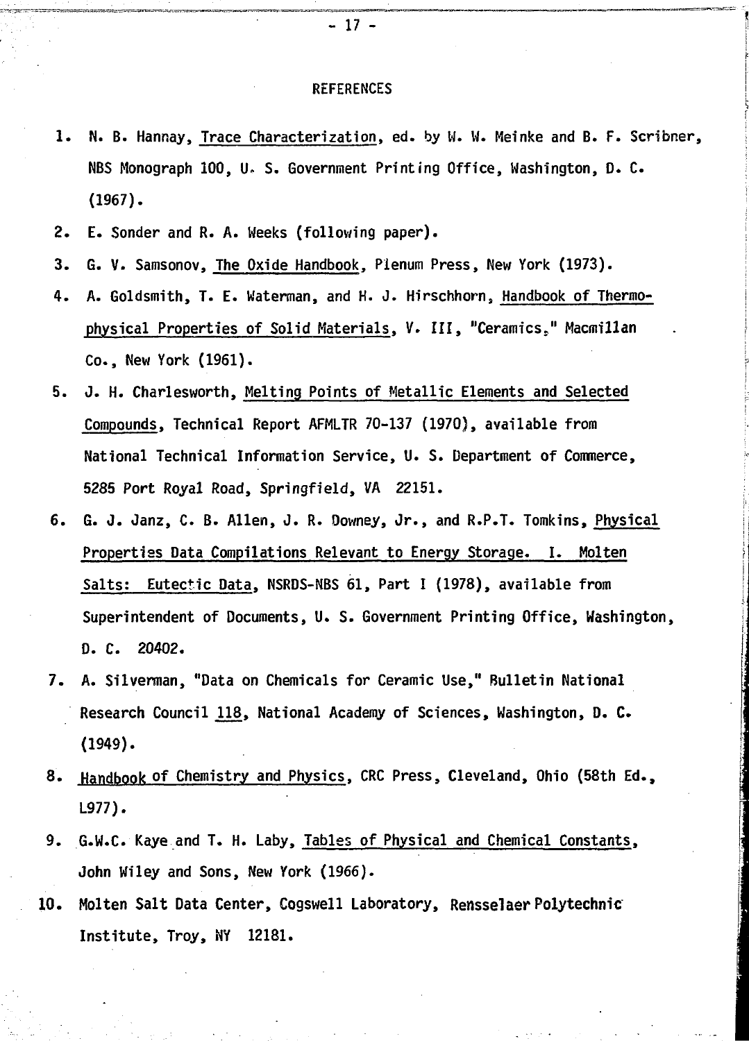## REFERENCES

1. N. B. Hannay, Trace Characterization, ed. by W. W. Meinke and B. F. Scribner, NBS Monograph 100, U. S. Government Printing Office, Washington, D. C. (1967).
2. E. Sonder and R. A. Weeks (following paper).
3. G. V. Samsonov, The Oxide Handbook, Plenum Press, New York (1973).
4. A. Goldsmith, T. E. Waterman, and H. J. Hirschhorn, Handbook of Thermophysical Properties of Solid Materials, V. III, "Ceramics," Macmillan Co., New York (1961).
5. J. H. Charlesworth, Melting Points of Metallic Elements and Selected Compounds, Technical Report AFMLTR 70-137 (1970), available from National Technical Information Service, U. S. Department of Commerce, 5285 Port Royal Road, Springfield, VA 22151.
6. G. J. Janz, C. B. Allen, J. R. Downey, Jr., and R.P.T. Tomkins, Physical Properties Data Compilations Relevant to Energy Storage. I. Molten Salts: Eutectic Data, NSRDS-NBS 61, Part I (1978), available from Superintendent of Documents, U. S. Government Printing Office, Washington, D. C. 20402.
7. A. Silverman, "Data on Chemicals for Ceramic Use," Bulletin National Research Council 118, National Academy of Sciences, Washington, D. C. (1949).
8. Handbook of Chemistry and Physics, CRC Press, Cleveland, Ohio (58th Ed., L977).
9. G.W.C. Kaye and T. H. Laby, Tables of Physical and Chemical Constants, John Wiley and Sons, New York (1966).
10. Molten Salt Data Center, Cogswell Laboratory, Rensselaer Polytechnic Institute, Troy, NY 12181.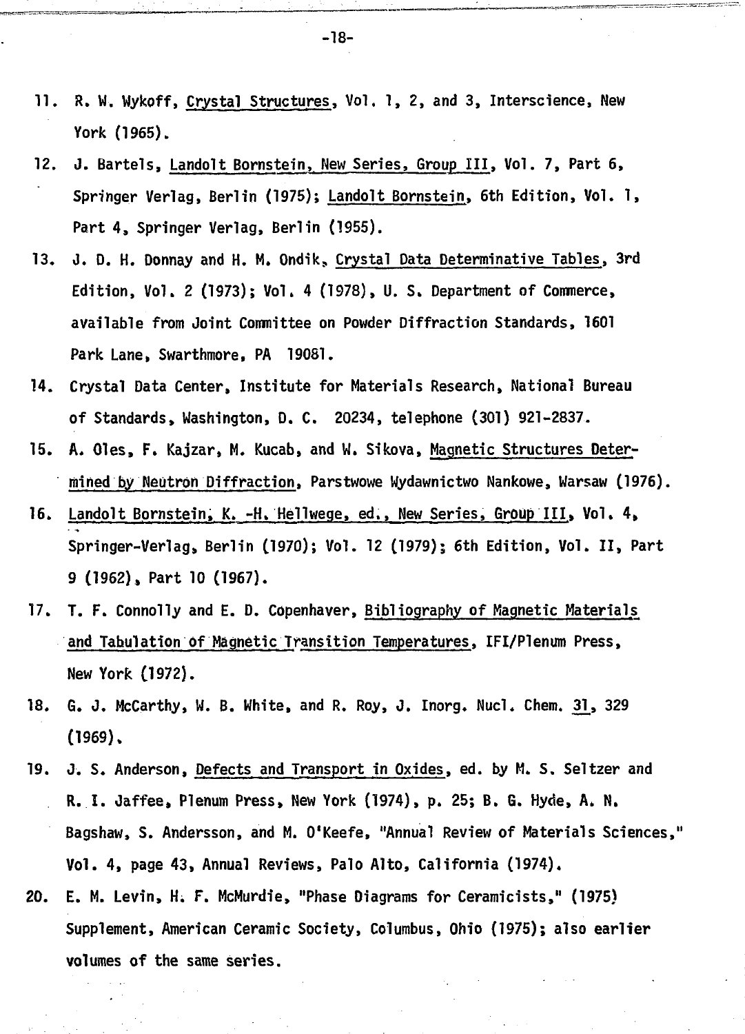11. R. W. Wykoff, Crystal Structures, Vol. 1, 2, and 3, Interscience, New York (1965).

12. J. Bartels, Landolt Bornstein, New Series, Group III, Vol. 7, Part 6, Springer Verlag, Berlin (1975); Landolt Bornstein, 6th Edition, Vol. 1, Part 4, Springer Verlag, Berlin (1955).

13. J. D. H. Donnay and H. M. Ondik, Crystal Data Determinative Tables, 3rd Edition, Vol. 2 (1973); Vol. 4 (1978), U. S. Department of Commerce, available from Joint Committee on Powder Diffraction Standards, 1601 Park Lane, Swarthmore, PA 19081.

14. Crystal Data Center, Institute for Materials Research, National Bureau of Standards, Washington, D. C. 20234, telephone (301) 921-2837.

15. A. Oles, F. Kajzar, M. Kucab, and W. Sikova, Magnetic Structures Determined by Neutron Diffraction, Parstwowe Wydawnictwo Nankowe, Warsaw (1976).

16. Landolt Bornstein, K. -H. Hellwege, ed., New Series, Group III, Vol. 4, Springer-Verlag, Berlin (1970); Vol. 12 (1979); 6th Edition, Vol. II, Part 9 (1962), Part 10 (1967).

17. T. F. Connolly and E. D. Copenhaver, Bibliography of Magnetic Materials and Tabulation of Magnetic Transition Temperatures, IFI/Plenum Press, New York (1972).

18. G. J. McCarthy, W. B. White, and R. Roy, J. Inorg. Nucl. Chem. 31, 329 (1969).

19. J. S. Anderson, Defects and Transport in Oxides, ed. by M. S. Seltzer and R. I. Jaffee, Plenum Press, New York (1974), p. 25; B. G. Hyde, A. N. Bagshaw, S. Andersson, and M. O'Keefe, "Annual Review of Materials Sciences," Vol. 4, page 43, Annual Reviews, Palo Alto, California (1974).

20. E. M. Levin, H. F. McMurdie, "Phase Diagrams for Ceramicists," (1975) Supplement, American Ceramic Society, Columbus, Ohio (1975); also earlier volumes of the same series.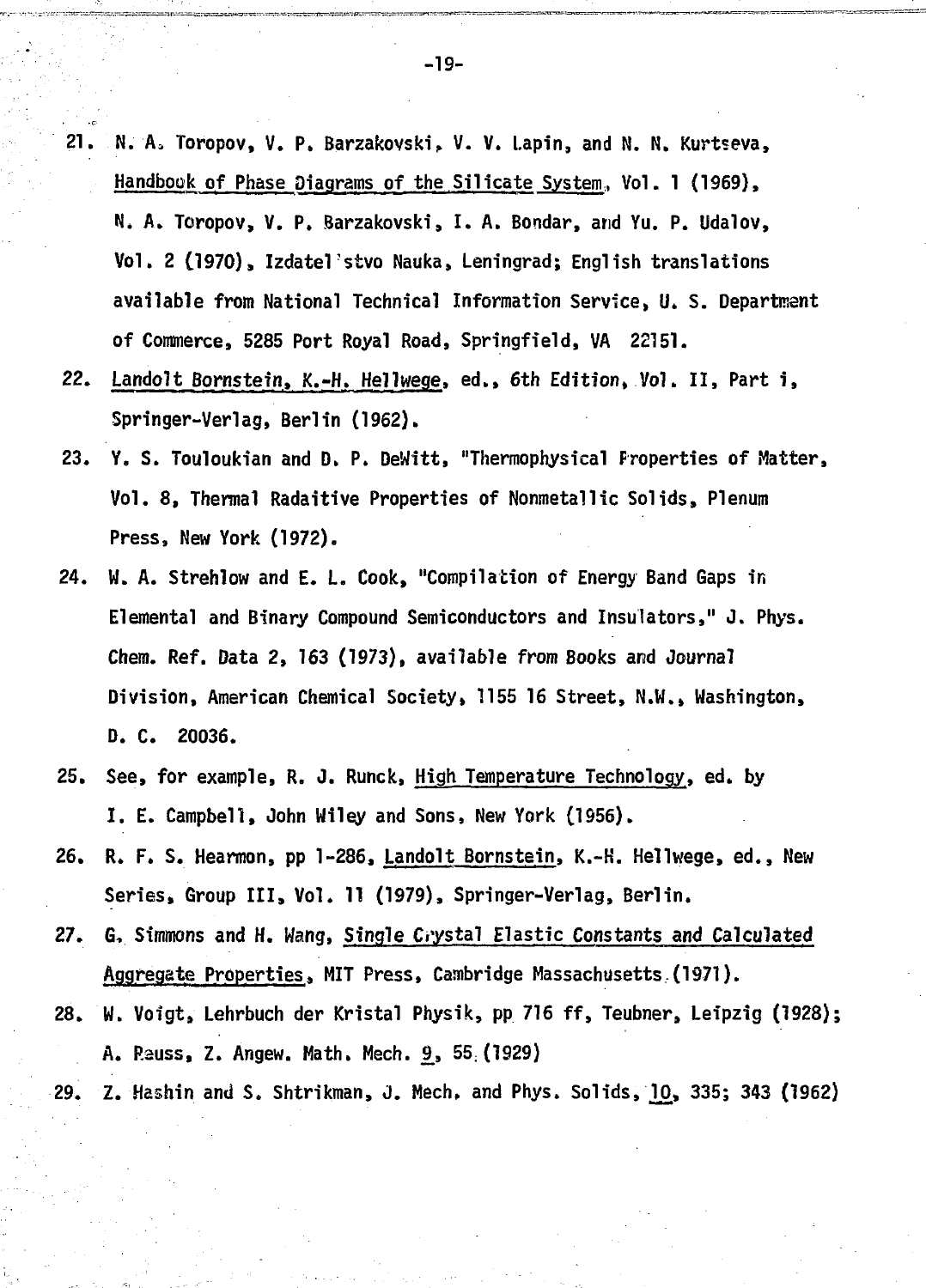21. N. A. Toropov, V. P. Barzakovski, V. V. Lapin, and N. N. Kurtseva, Handbook of Phase Diagrams of the Silicate System, Vol. 1 (1969), N. A. Toropov, V. P. Barzakovski, I. A. Bondar, and Yu. P. Udalov, Vol. 2 (1970), Izdatel'stvo Nauka, Leningrad; English translations available from National Technical Information Service, U. S. Department of Commerce, 5285 Port Royal Road, Springfield, VA 22151.
22. Landolt Bornstein, K.-H. Hellwege, ed., 6th Edition, Vol. II, Part i, Springer-Verlag, Berlin (1962).
23. Y. S. Touloukian and D. P. DeWitt, "Thermophysical Properties of Matter, Vol. 8, Thermal Radaitive Properties of Nonmetallic Solids, Plenum Press, New York (1972).
24. W. A. Strehlow and E. L. Cook, "Compilation of Energy Band Gaps in Elemental and Binary Compound Semiconductors and Insulators," J. Phys. Chem. Ref. Data 2, 163 (1973), available from Books and Journal Division, American Chemical Society, 1155 16 Street, N.W., Washington, D. C. 20036.
25. See, for example, R. J. Runck, High Temperature Technology, ed. by I. E. Campbell, John Wiley and Sons, New York (1956).
26. R. F. S. Hearmon, pp 1-286, Landolt Bornstein, K.-H. Hellwege, ed., New Series, Group III, Vol. 11 (1979), Springer-Verlag, Berlin.
27. G. Simmons and H. Wang, Single Crystal Elastic Constants and Calculated Aggregate Properties, MIT Press, Cambridge Massachusetts (1971).
28. W. Voigt, Lehrbuch der Kristal Physik, pp 716 ff, Teubner, Leipzig (1928); A. Rauss, Z. Angew. Math. Mech. 9, 55 (1929)
29. Z. Hashin and S. Shtrikman, J. Mech. and Phys. Solids, 10, 335; 343 (1962)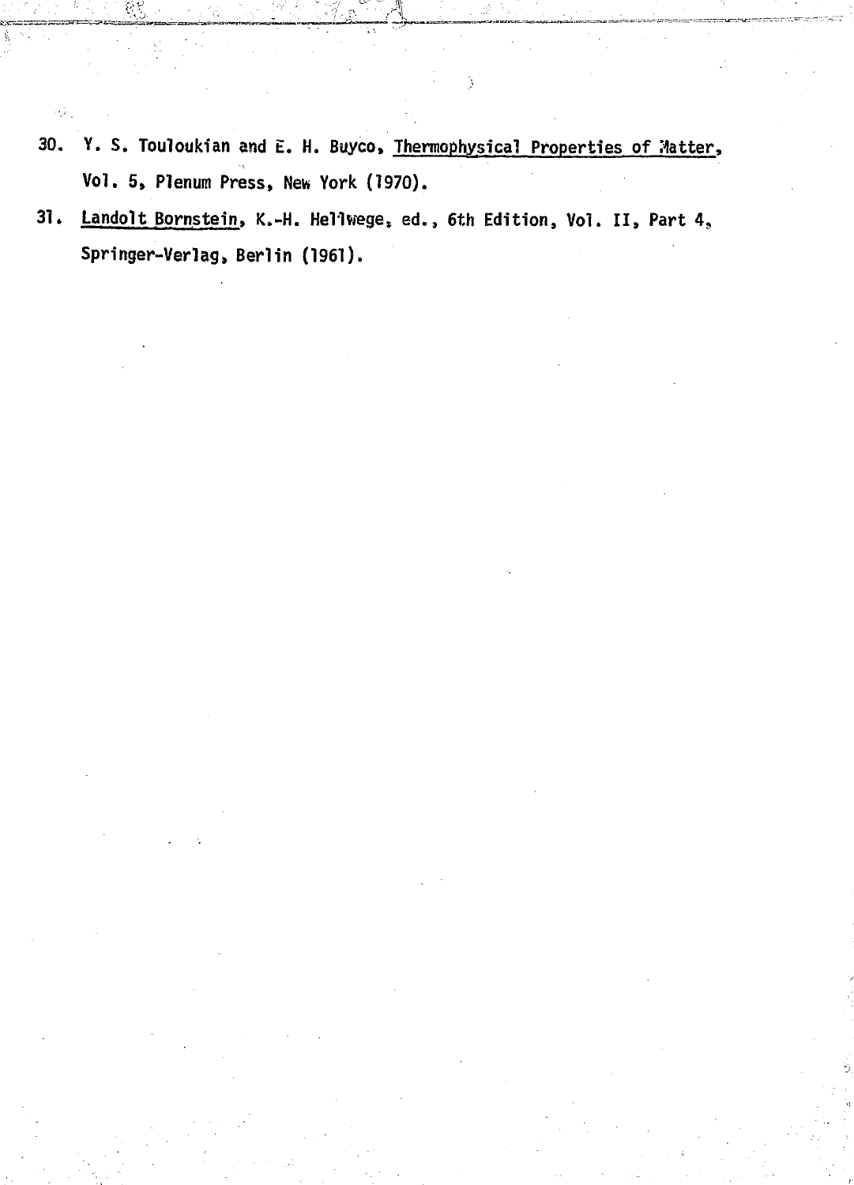30. Y. S. Touloukian and E. H. Buyco, Thermophysical Properties of Matter, Vol. 5, Plenum Press, New York (1970).

31. Landolt Bornstein, K.-H. Hellwege, ed., 6th Edition, Vol. II, Part 4, Springer-Verlag, Berlin (1961).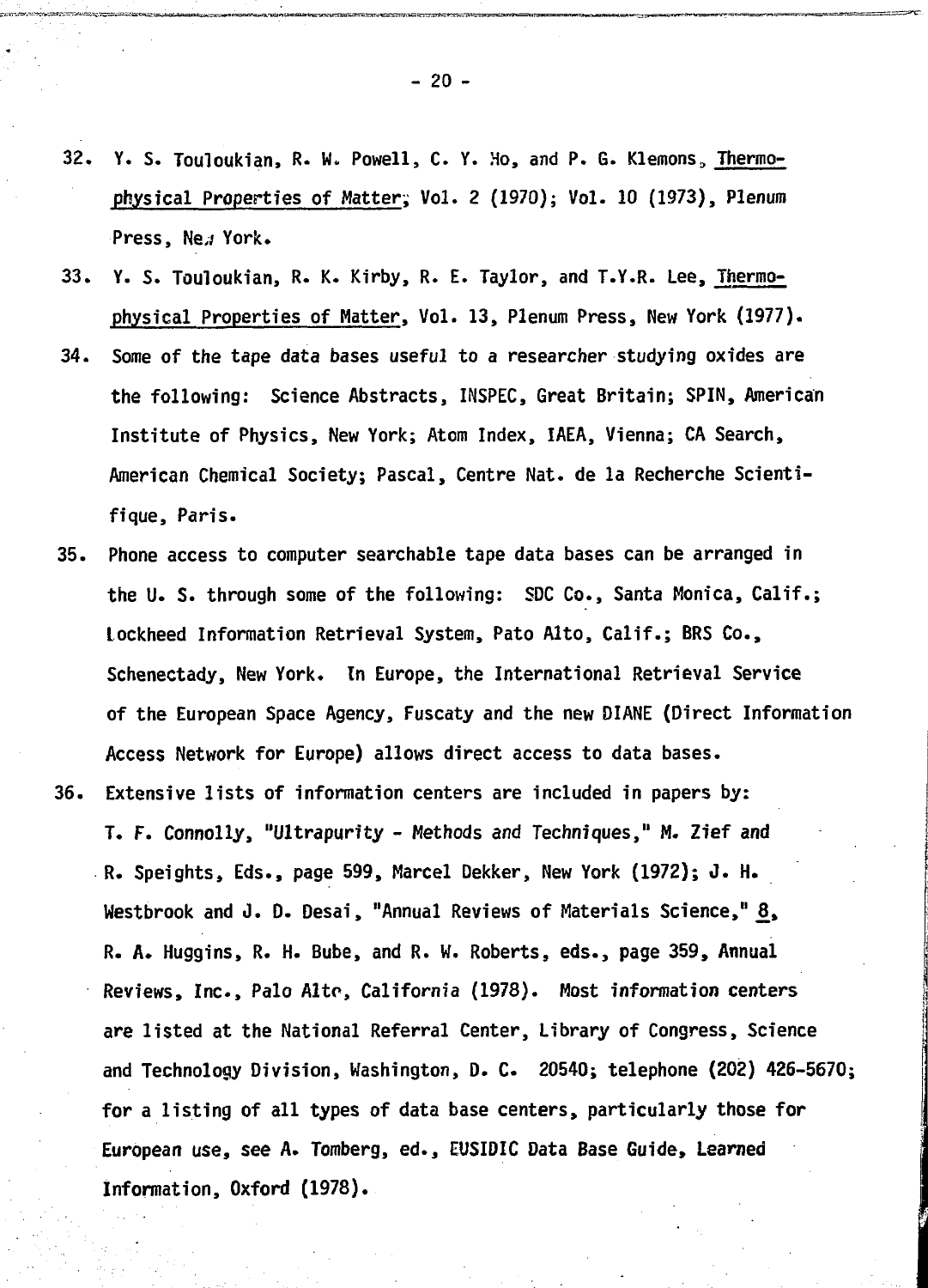32. Y. S. Touloukian, R. W. Powell, C. Y. Ho, and P. G. Klemons, Thermophysical Properties of Matter, Vol. 2 (1970); Vol. 10 (1973), Plenum Press, New York.

33. Y. S. Touloukian, R. K. Kirby, R. E. Taylor, and T.Y.R. Lee, Thermophysical Properties of Matter, Vol. 13, Plenum Press, New York (1977).

34. Some of the tape data bases useful to a researcher studying oxides are the following: Science Abstracts, INSPEC, Great Britain; SPIN, American Institute of Physics, New York; Atom Index, IAEA, Vienna; CA Search, American Chemical Society; Pascal, Centre Nat. de la Recherche Scientifique, Paris.

35. Phone access to computer searchable tape data bases can be arranged in the U. S. through some of the following: SDC Co., Santa Monica, Calif.; Lockheed Information Retrieval System, Pato Alto, Calif.; BRS Co., Schenectady, New York. In Europe, the International Retrieval Service of the European Space Agency, Fuscaty and the new DIANE (Direct Information Access Network for Europe) allows direct access to data bases.

36. Extensive lists of information centers are included in papers by: T. F. Connolly, "Ultrapurity - Methods and Techniques," M. Zief and R. Speights, Eds., page 599, Marcel Dekker, New York (1972); J. H. Westbrook and J. D. Desai, "Annual Reviews of Materials Science," 8, R. A. Huggins, R. H. Bube, and R. W. Roberts, eds., page 359, Annual Reviews, Inc., Palo Alto, California (1978). Most information centers are listed at the National Referral Center, Library of Congress, Science and Technology Division, Washington, D. C. 20540; telephone (202) 426-5670; for a listing of all types of data base centers, particularly those for European use, see A. Tomberg, ed., EUSIDIC Data Base Guide, Learned Information, Oxford (1978).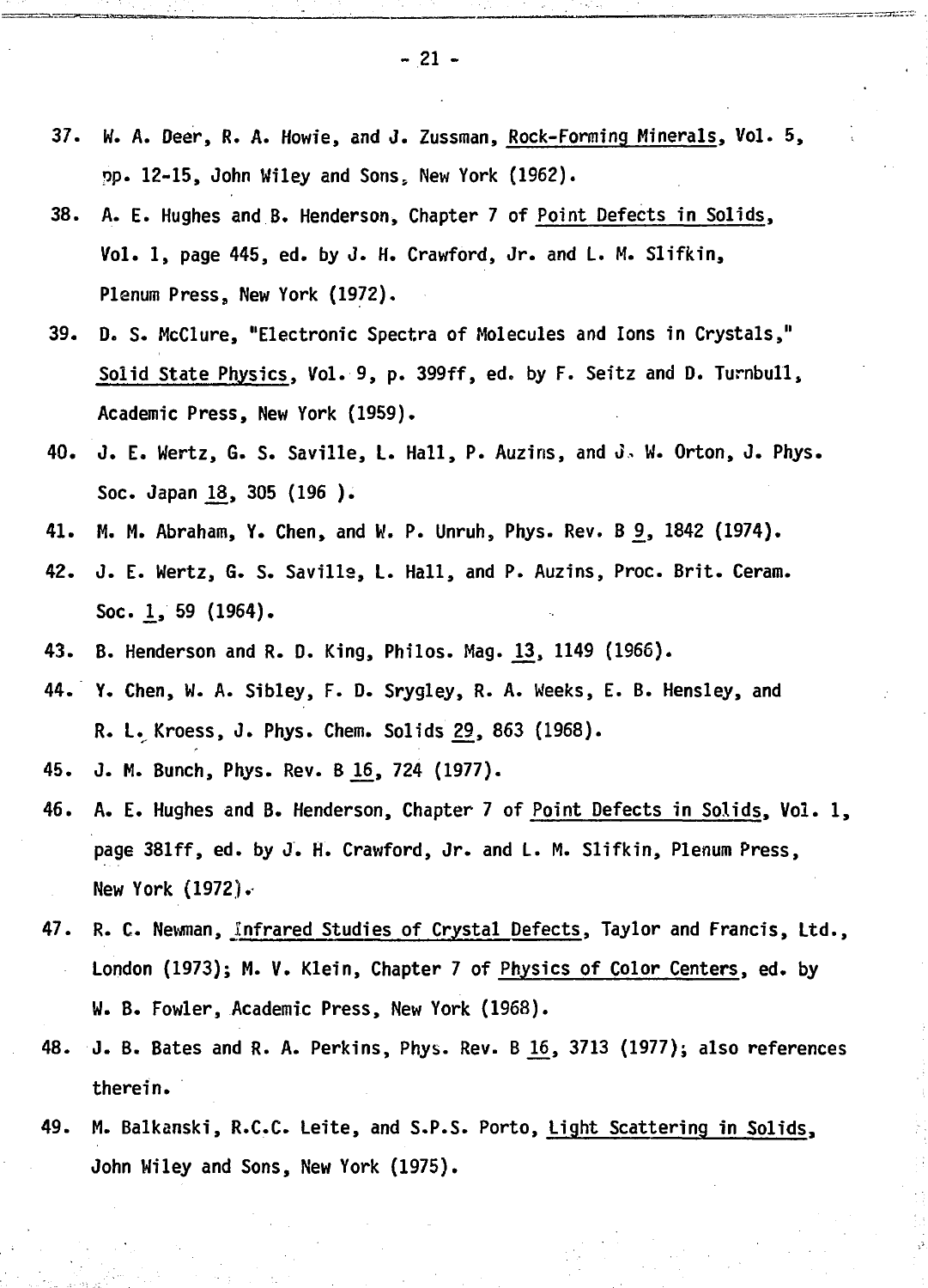37. W. A. Deer, R. A. Howie, and J. Zussman, Rock-Forming Minerals, Vol. 5, pp. 12-15, John Wiley and Sons, New York (1962).

38. A. E. Hughes and B. Henderson, Chapter 7 of Point Defects in Solids, Vol. 1, page 445, ed. by J. H. Crawford, Jr. and L. M. Slifkin, Plenum Press, New York (1972).

39. D. S. McClure, "Electronic Spectra of Molecules and Ions in Crystals," Solid State Physics, Vol. 9, p. 399ff, ed. by F. Seitz and D. Turnbull, Academic Press, New York (1959).

40. J. E. Wertz, G. S. Saville, L. Hall, P. Auzins, and J. W. Orton, J. Phys. Soc. Japan 18, 305 (196 ).

41. M. M. Abraham, Y. Chen, and W. P. Unruh, Phys. Rev. B 9, 1842 (1974).

42. J. E. Wertz, G. S. Saville, L. Hall, and P. Auzins, Proc. Brit. Ceram. Soc. 1, 59 (1964).

43. B. Henderson and R. D. King, Philos. Mag. 13, 1149 (1966).

44. Y. Chen, W. A. Sibley, F. D. Srygley, R. A. Weeks, E. B. Hensley, and R. L. Kroess, J. Phys. Chem. Solids 29, 863 (1968).

45. J. M. Bunch, Phys. Rev. B 16, 724 (1977).

46. A. E. Hughes and B. Henderson, Chapter 7 of Point Defects in Solids, Vol. 1, page 381ff, ed. by J. H. Crawford, Jr. and L. M. Slifkin, Plenum Press, New York (1972).

47. R. C. Newman, Infrared Studies of Crystal Defects, Taylor and Francis, Ltd., London (1973); M. V. Klein, Chapter 7 of Physics of Color Centers, ed. by W. B. Fowler, Academic Press, New York (1968).

48. J. B. Bates and R. A. Perkins, Phys. Rev. B 16, 3713 (1977); also references therein.

49. M. Balkanski, R.C.C. Leite, and S.P.S. Porto, Light Scattering in Solids, John Wiley and Sons, New York (1975).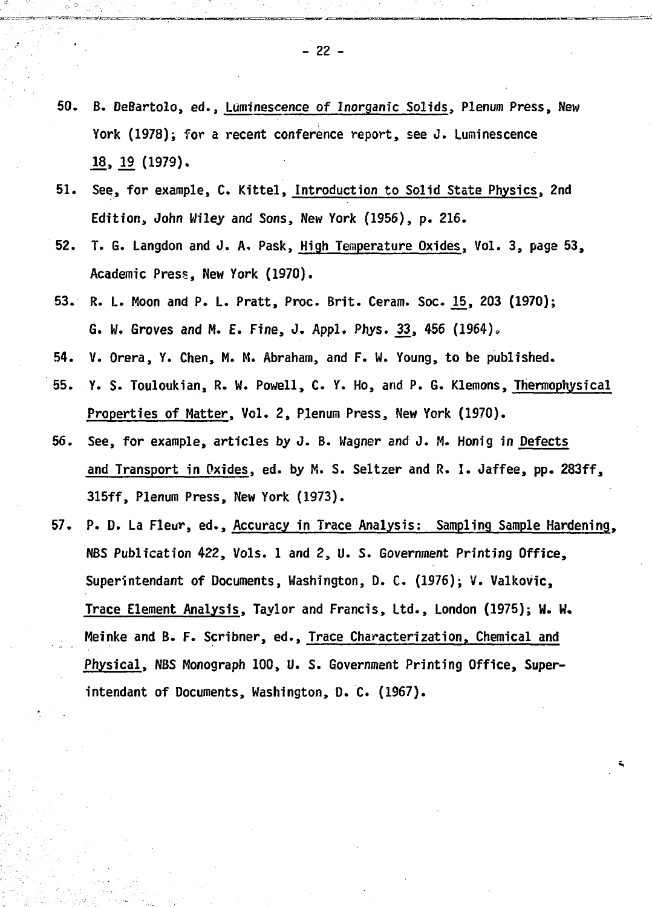50. B. DeBartolo, ed., Luminescence of Inorganic Solids, Plenum Press, New York (1978); for a recent conference report, see J. Luminescence 18, 19 (1979).

51. See, for example, C. Kittel, Introduction to Solid State Physics, 2nd Edition, John Wiley and Sons, New York (1956), p. 216.

52. T. G. Langdon and J. A. Pask, High Temperature Oxides, Vol. 3, page 53, Academic Press, New York (1970).

53. R. L. Moon and P. L. Pratt, Proc. Brit. Ceram. Soc. 15, 203 (1970); G. W. Groves and M. E. Fine, J. Appl. Phys. 33, 456 (1964).

54. V. Orera, Y. Chen, M. M. Abraham, and F. W. Young, to be published.

55. Y. S. Touloukian, R. W. Powell, C. Y. Ho, and P. G. Klemons, Thermophysical Properties of Matter, Vol. 2, Plenum Press, New York (1970).

56. See, for example, articles by J. B. Wagner and J. M. Honig in Defects and Transport in Oxides, ed. by M. S. Seltzer and R. I. Jaffee, pp. 283ff, 315ff, Plenum Press, New York (1973).

57. P. D. La Fleur, ed., Accuracy in Trace Analysis: Sampling Sample Hardening, NBS Publication 422, Vols. 1 and 2, U. S. Government Printing Office, Superintendant of Documents, Washington, D. C. (1976); V. Valkovic, Trace Element Analysis, Taylor and Francis, Ltd., London (1975); W. W. Meinke and B. F. Scribner, ed., Trace Characterization, Chemical and Physical, NBS Monograph 100, U. S. Government Printing Office, Superintendant of Documents, Washington, D. C. (1967).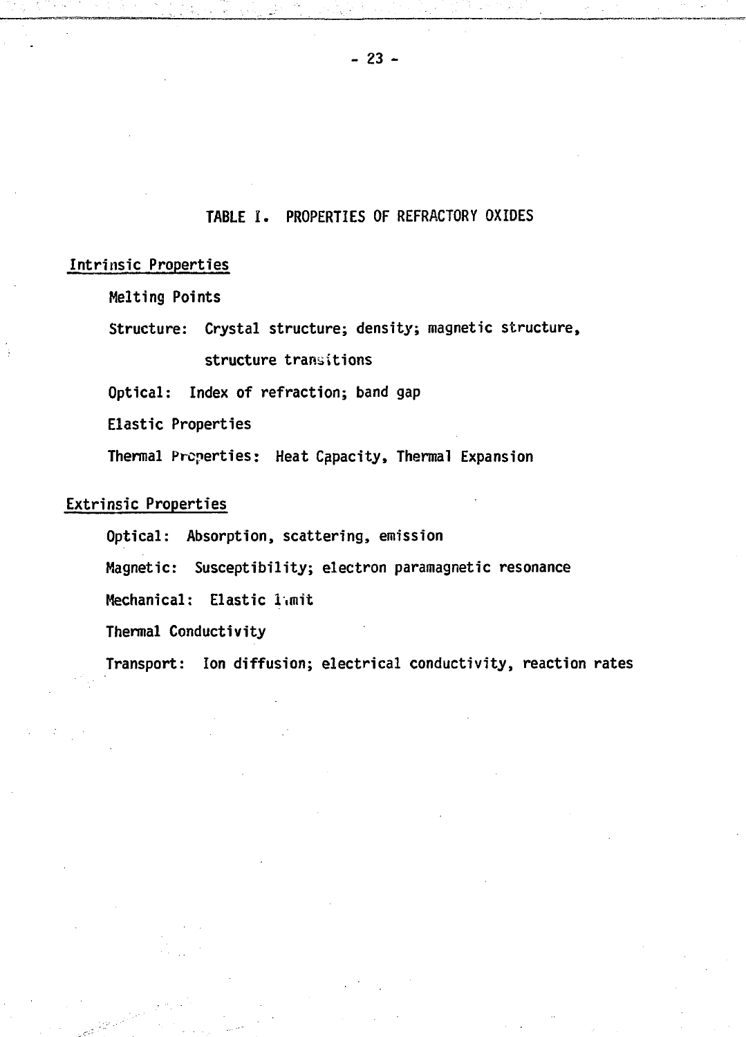## TABLE I. PROPERTIES OF REFRACTORY OXIDES

### Intrinsic Properties

- Melting Points
- Structure: Crystal structure; density; magnetic structure, structure transitions
- Optical: Index of refraction; band gap
- Elastic Properties
- Thermal Properties: Heat Capacity, Thermal Expansion

### Extrinsic Properties

- Optical: Absorption, scattering, emission
- Magnetic: Susceptibility; electron paramagnetic resonance
- Mechanical: Elastic limit
- Thermal Conductivity
- Transport: Ion diffusion; electrical conductivity, reaction rates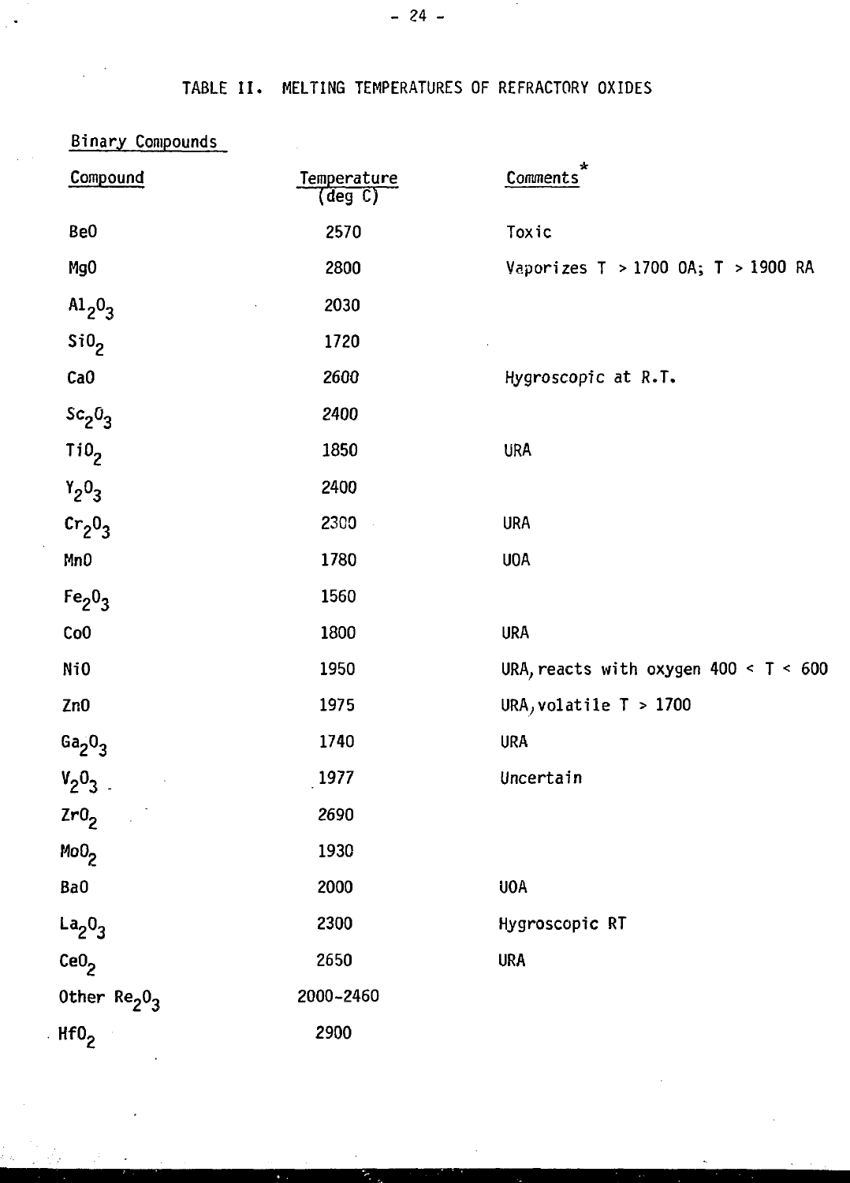# TABLE II. MELTING TEMPERATURES OF REFRACTORY OXIDES

Binary Compounds

| Compound | Temperature (deg C) | Comments* |
|---|---|---|
| BeO | 2570 | Toxic |
| MgO | 2800 | Vaporizes T > 1700 OA; T > 1900 RA |
| $Al_2O_3$ | 2030 | |
| $SiO_2$ | 1720 | |
| CaO | 2600 | Hygroscopic at R.T. |
| $Sc_2O_3$ | 2400 | |
| $TiO_2$ | 1850 | URA |
| $Y_2O_3$ | 2400 | |
| $Cr_2O_3$ | 2300 | URA |
| MnO | 1780 | UOA |
| $Fe_2O_3$ | 1560 | |
| CoO | 1800 | URA |
| NiO | 1950 | URA, reacts with oxygen 400 < T < 600 |
| ZnO | 1975 | URA, volatile T > 1700 |
| $Ga_2O_3$ | 1740 | URA |
| $V_2O_3$ | 1977 | Uncertain |
| $ZrO_2$ | 2690 | |
| $MoO_2$ | 1930 | |
| BaO | 2000 | UOA |
| $La_2O_3$ | 2300 | Hygroscopic RT |
| $CeO_2$ | 2650 | URA |
| Other $Re_2O_3$ | 2000-2460 | |
| $HfO_2$ | 2900 | |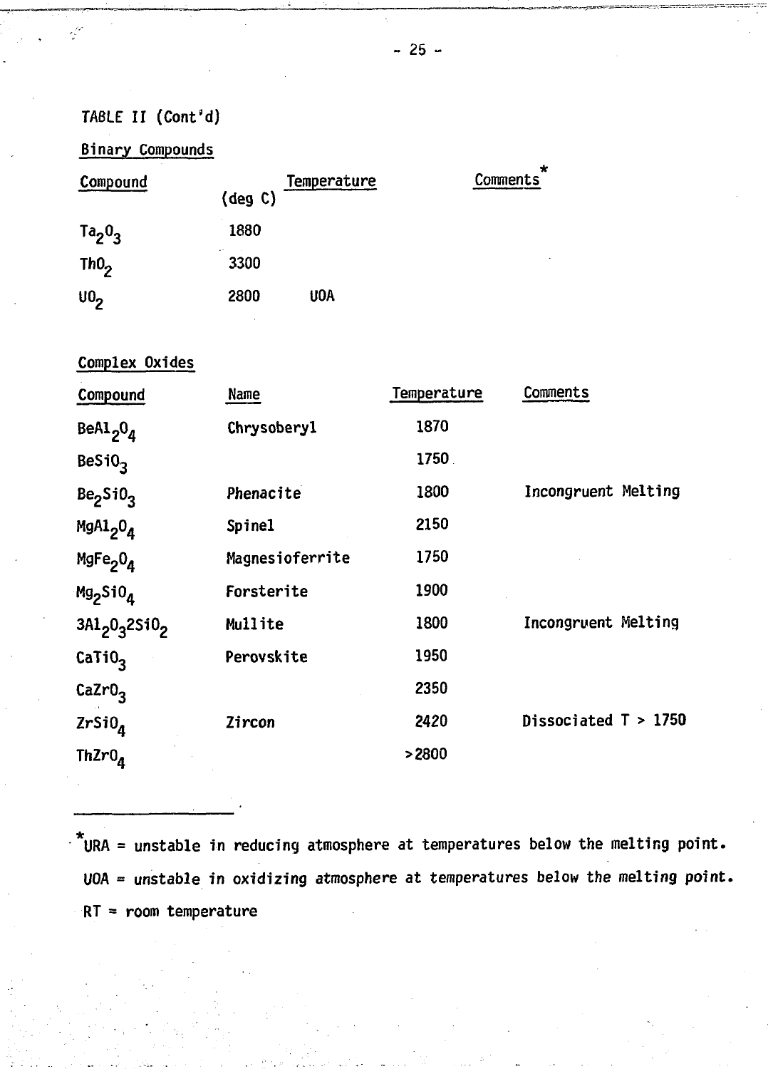TABLE II (Cont'd)

Binary Compounds

| Compound | Temperature (deg C) | Comments* |
|---|---|---|
| $Ta_2O_3$ | 1880 | |
| $ThO_2$ | 3300 | |
| $UO_2$ | 2800 | UOA |

Complex Oxides

| Compound | Name | Temperature | Comments |
|---|---|---|---|
| $BeAl_2O_4$ | Chrysoberyl | 1870 | |
| $BeSiO_3$ | | 1750 | |
| $Be_2SiO_3$ | Phenacite | 1800 | Incongruent Melting |
| $MgAl_2O_4$ | Spinel | 2150 | |
| $MgFe_2O_4$ | Magnesioferrite | 1750 | |
| $Mg_2SiO_4$ | Forsterite | 1900 | |
| $3Al_2O_32SiO_2$ | Mullite | 1800 | Incongruent Melting |
| $CaTiO_3$ | Perovskite | 1950 | |
| $CaZrO_3$ | | 2350 | |
| $ZrSiO_4$ | Zircon | 2420 | Dissociated T > 1750 |
| $ThZrO_4$ | | >2800 | |

---

*URA = unstable in reducing atmosphere at temperatures below the melting point.

UOA = unstable in oxidizing atmosphere at temperatures below the melting point.

RT = room temperature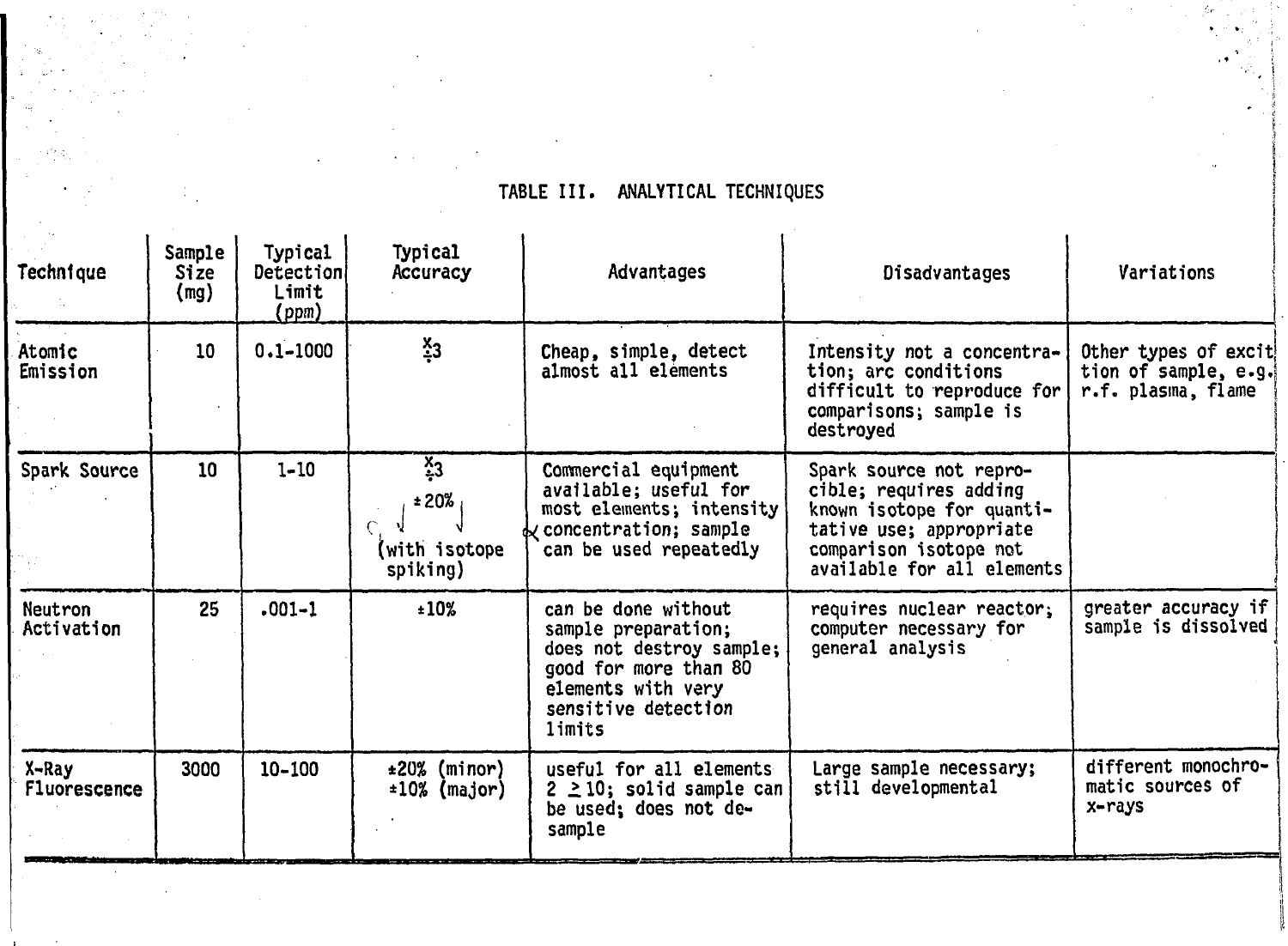TABLE III. ANALYTICAL TECHNIQUES

| Technique | Sample Size (mg) | Typical Detection Limit (ppm) | Typical Accuracy | Advantages | Disadvantages | Variations |
|---|---|---|---|---|---|---|
| Atomic Emission | 10 | 0.1-1000 | $\times/\div 3$ | Cheap, simple, detect almost all elements | Intensity not a concentration; arc conditions difficult to reproduce for comparisons; sample is destroyed | Other types of excitation of sample, e.g. r.f. plasma, flame |
| Spark Source | 10 | 1-10 | $\times/\div 3$ ±20% (with isotope spiking) | Commercial equipment available; useful for most elements; intensity ∝ concentration; sample can be used repeatedly | Spark source not reprocible; requires adding known isotope for quantitative use; appropriate comparison isotope not available for all elements | |
| Neutron Activation | 25 | .001-1 | ±10% | can be done without sample preparation; does not destroy sample; good for more than 80 elements with very sensitive detection limits | requires nuclear reactor; computer necessary for general analysis | greater accuracy if sample is dissolved |
| X-Ray Fluorescence | 3000 | 10-100 | ±20% (minor) ±10% (major) | useful for all elements $Z \geq 10$; solid sample can be used; does not desample | Large sample necessary; still developmental | different monochromatic sources of x-rays |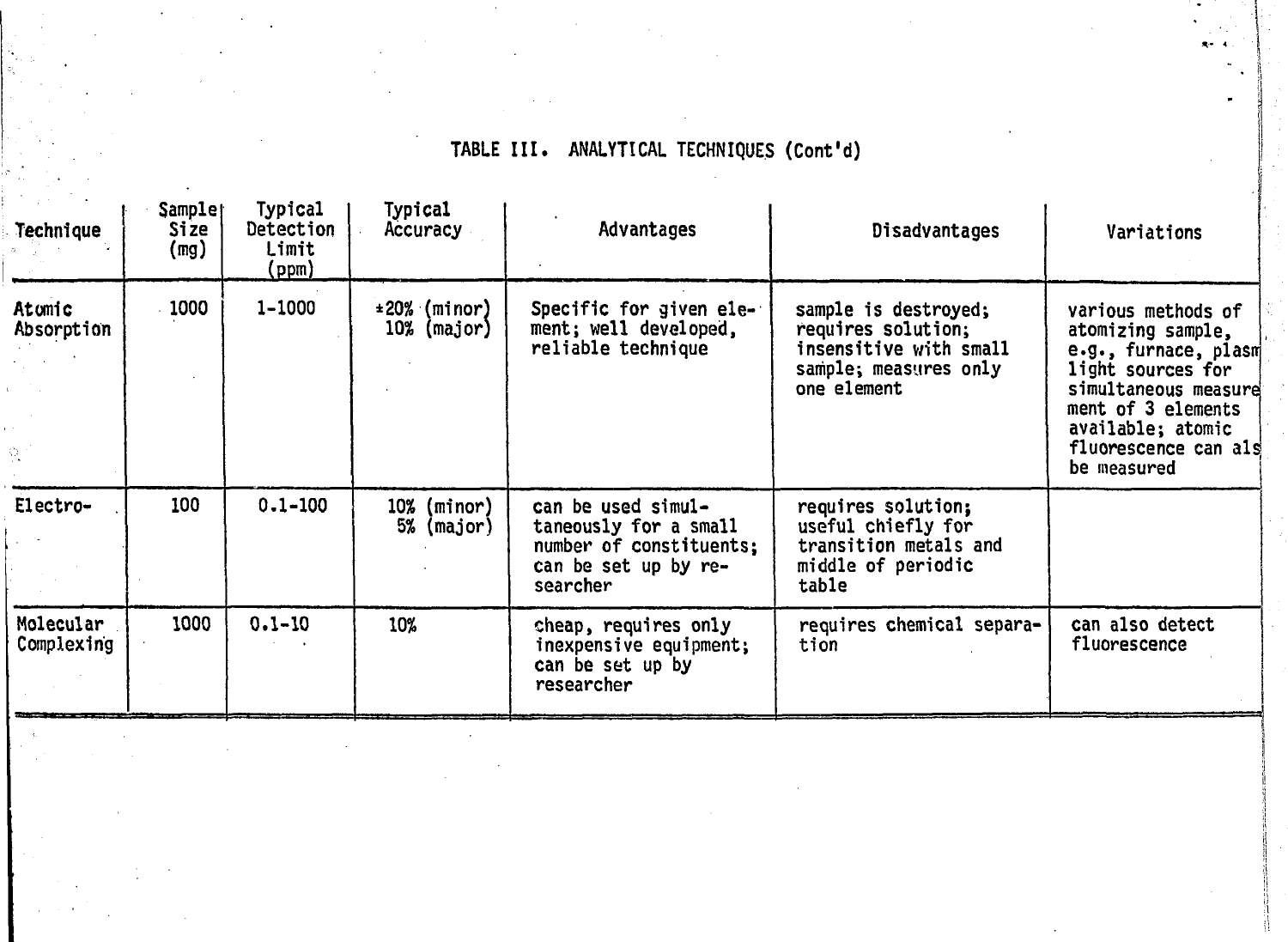TABLE III. ANALYTICAL TECHNIQUES (Cont'd)

| Technique | Sample Size (mg) | Typical Detection Limit (ppm) | Typical Accuracy | Advantages | Disadvantages | Variations |
|---|---|---|---|---|---|---|
| Atomic Absorption | 1000 | 1-1000 | ±20% (minor) 10% (major) | Specific for given element; well developed, reliable technique | sample is destroyed; requires solution; insensitive with small sample; measures only one element | various methods of atomizing sample, e.g., furnace, plasm light sources for simultaneous measurement of 3 elements available; atomic fluorescence can als be measured |
| Electro- | 100 | 0.1-100 | 10% (minor) 5% (major) | can be used simultaneously for a small number of constituents; can be set up by researcher | requires solution; useful chiefly for transition metals and middle of periodic table | |
| Molecular Complexing | 1000 | 0.1-10 | 10% | cheap, requires only inexpensive equipment; can be set up by researcher | requires chemical separation | can also detect fluorescence |